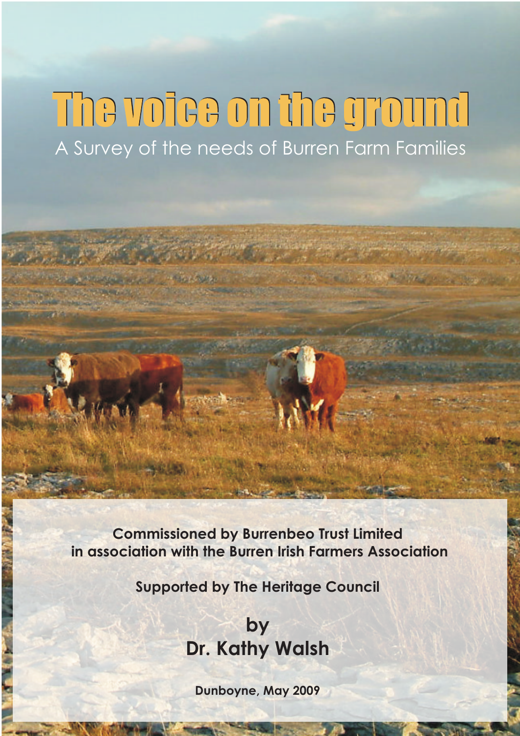# The voice on the ground

A Survey of the needs of Burren Farm Families

**Commissioned by Burrenbeo Trust Limited in association with the Burren Irish Farmers Association**

**Supported by The Heritage Council**

**by**
**Dr. Kathy Walsh**

**Dunboyne, May 2009**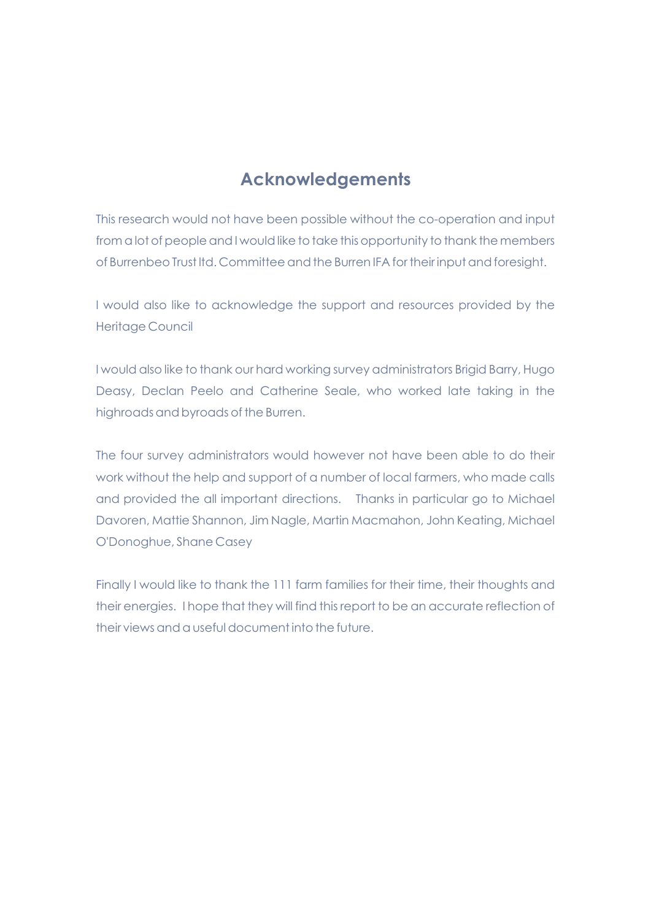## Acknowledgements

This research would not have been possible without the co-operation and input from a lot of people and I would like to take this opportunity to thank the members of Burrenbeo Trust ltd. Committee and the Burren IFA for their input and foresight.

I would also like to acknowledge the support and resources provided by the Heritage Council

I would also like to thank our hard working survey administrators Brigid Barry, Hugo Deasy, Declan Peelo and Catherine Seale, who worked late taking in the highroads and byroads of the Burren.

The four survey administrators would however not have been able to do their work without the help and support of a number of local farmers, who made calls and provided the all important directions. Thanks in particular go to Michael Davoren, Mattie Shannon, Jim Nagle, Martin Macmahon, John Keating, Michael O'Donoghue, Shane Casey

Finally I would like to thank the 111 farm families for their time, their thoughts and their energies. I hope that they will find this report to be an accurate reflection of their views and a useful document into the future.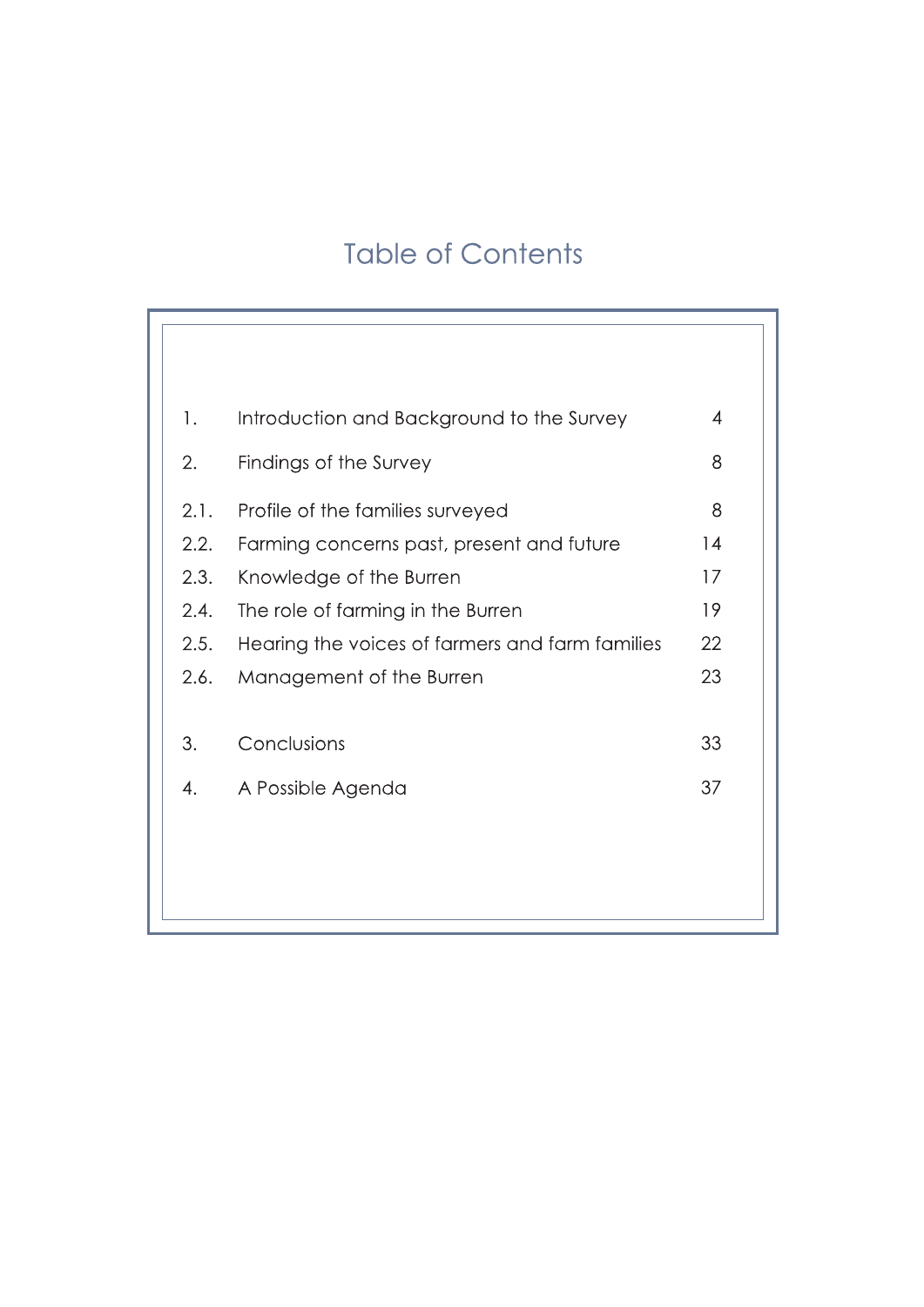# Table of Contents

| | | |
|---|---|---|
| 1. | Introduction and Background to the Survey | 4 |
| 2. | Findings of the Survey | 8 |
| 2.1. | Profile of the families surveyed | 8 |
| 2.2. | Farming concerns past, present and future | 14 |
| 2.3. | Knowledge of the Burren | 17 |
| 2.4. | The role of farming in the Burren | 19 |
| 2.5. | Hearing the voices of farmers and farm families | 22 |
| 2.6. | Management of the Burren | 23 |
| 3. | Conclusions | 33 |
| 4. | A Possible Agenda | 37 |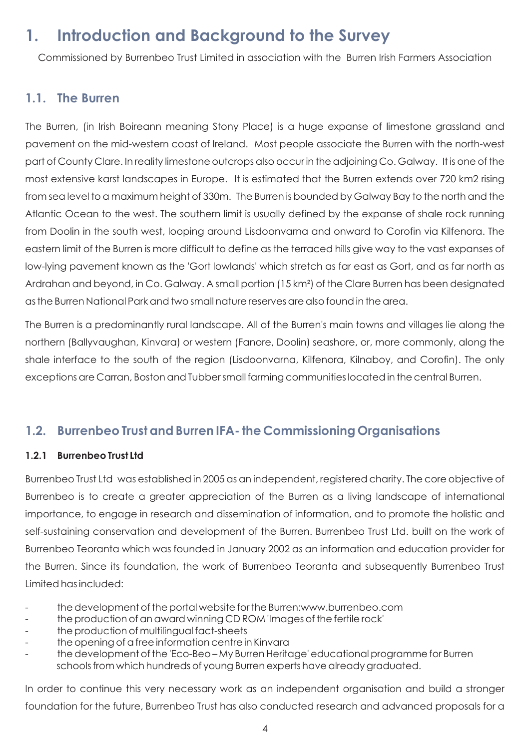# 1. Introduction and Background to the Survey

Commissioned by Burrenbeo Trust Limited in association with the Burren Irish Farmers Association

## 1.1. The Burren

The Burren, (in Irish Boireann meaning Stony Place) is a huge expanse of limestone grassland and pavement on the mid-western coast of Ireland. Most people associate the Burren with the north-west part of County Clare. In reality limestone outcrops also occur in the adjoining Co. Galway. It is one of the most extensive karst landscapes in Europe. It is estimated that the Burren extends over 720 km2 rising from sea level to a maximum height of 330m. The Burren is bounded by Galway Bay to the north and the Atlantic Ocean to the west. The southern limit is usually defined by the expanse of shale rock running from Doolin in the south west, looping around Lisdoonvarna and onward to Corofin via Kilfenora. The eastern limit of the Burren is more difficult to define as the terraced hills give way to the vast expanses of low-lying pavement known as the 'Gort lowlands' which stretch as far east as Gort, and as far north as Ardrahan and beyond, in Co. Galway. A small portion (15 km²) of the Clare Burren has been designated as the Burren National Park and two small nature reserves are also found in the area.

The Burren is a predominantly rural landscape. All of the Burren's main towns and villages lie along the northern (Ballyvaughan, Kinvara) or western (Fanore, Doolin) seashore, or, more commonly, along the shale interface to the south of the region (Lisdoonvarna, Kilfenora, Kilnaboy, and Corofin). The only exceptions are Carran, Boston and Tubber small farming communities located in the central Burren.

## 1.2. Burrenbeo Trust and Burren IFA- the Commissioning Organisations

### 1.2.1 Burrenbeo Trust Ltd

Burrenbeo Trust Ltd was established in 2005 as an independent, registered charity. The core objective of Burrenbeo is to create a greater appreciation of the Burren as a living landscape of international importance, to engage in research and dissemination of information, and to promote the holistic and self-sustaining conservation and development of the Burren. Burrenbeo Trust Ltd. built on the work of Burrenbeo Teoranta which was founded in January 2002 as an information and education provider for the Burren. Since its foundation, the work of Burrenbeo Teoranta and subsequently Burrenbeo Trust Limited has included:

- the development of the portal website for the Burren:www.burrenbeo.com
- the production of an award winning CD ROM 'Images of the fertile rock'
- the production of multilingual fact-sheets
- the opening of a free information centre in Kinvara
- the development of the 'Eco-Beo – My Burren Heritage' educational programme for Burren schools from which hundreds of young Burren experts have already graduated.

In order to continue this very necessary work as an independent organisation and build a stronger foundation for the future, Burrenbeo Trust has also conducted research and advanced proposals for a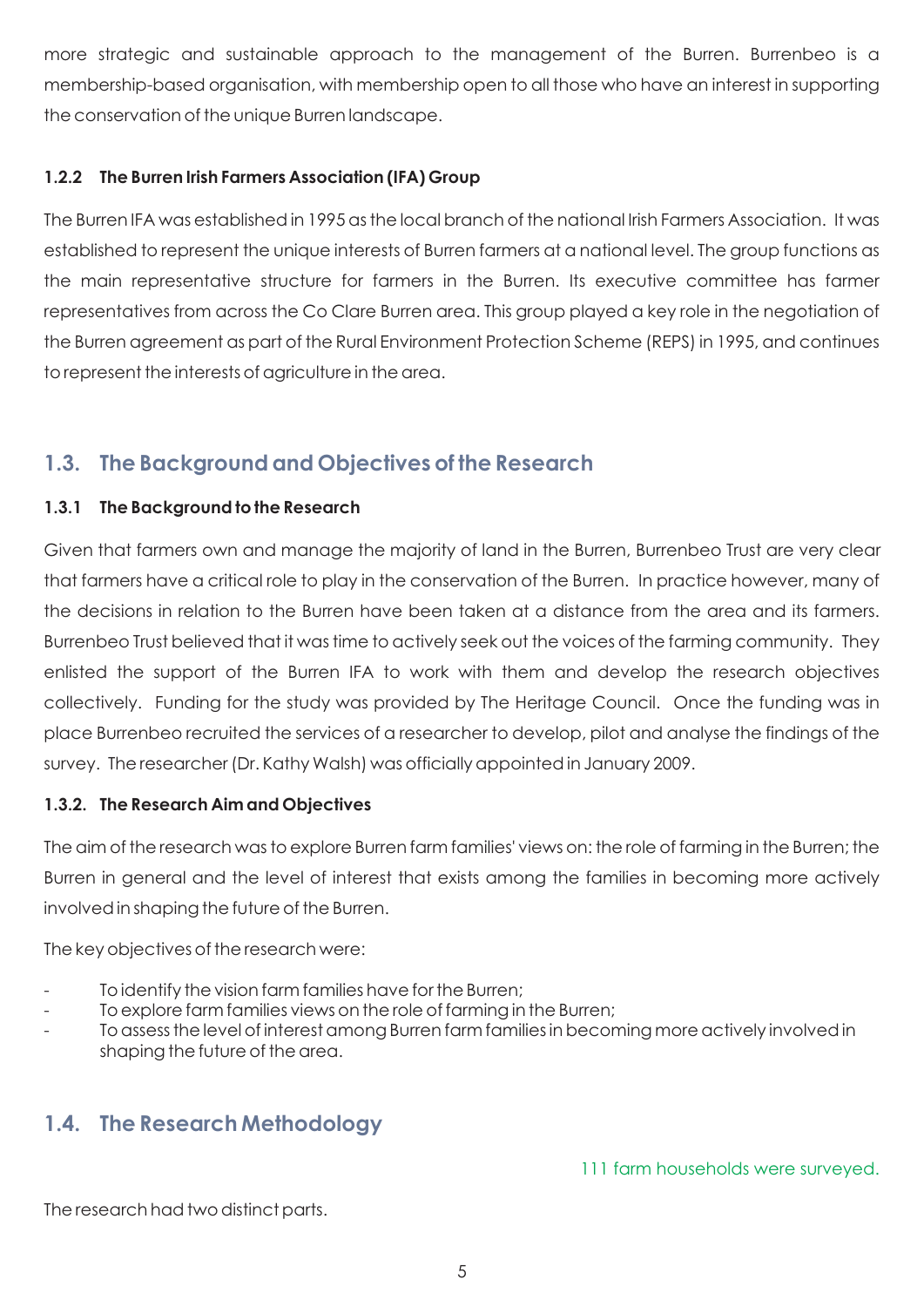more strategic and sustainable approach to the management of the Burren. Burrenbeo is a membership-based organisation, with membership open to all those who have an interest in supporting the conservation of the unique Burren landscape.

#### 1.2.2 The Burren Irish Farmers Association (IFA) Group

The Burren IFA was established in 1995 as the local branch of the national Irish Farmers Association. It was established to represent the unique interests of Burren farmers at a national level. The group functions as the main representative structure for farmers in the Burren. Its executive committee has farmer representatives from across the Co Clare Burren area. This group played a key role in the negotiation of the Burren agreement as part of the Rural Environment Protection Scheme (REPS) in 1995, and continues to represent the interests of agriculture in the area.

## 1.3. The Background and Objectives of the Research

#### 1.3.1 The Background to the Research

Given that farmers own and manage the majority of land in the Burren, Burrenbeo Trust are very clear that farmers have a critical role to play in the conservation of the Burren. In practice however, many of the decisions in relation to the Burren have been taken at a distance from the area and its farmers. Burrenbeo Trust believed that it was time to actively seek out the voices of the farming community. They enlisted the support of the Burren IFA to work with them and develop the research objectives collectively. Funding for the study was provided by The Heritage Council. Once the funding was in place Burrenbeo recruited the services of a researcher to develop, pilot and analyse the findings of the survey. The researcher (Dr. Kathy Walsh) was officially appointed in January 2009.

#### 1.3.2. The Research Aim and Objectives

The aim of the research was to explore Burren farm families' views on: the role of farming in the Burren; the Burren in general and the level of interest that exists among the families in becoming more actively involved in shaping the future of the Burren.

The key objectives of the research were:

- To identify the vision farm families have for the Burren;
- To explore farm families views on the role of farming in the Burren;
- To assess the level of interest among Burren farm families in becoming more actively involved in shaping the future of the area.

## 1.4. The Research Methodology

111 farm households were surveyed.

The research had two distinct parts.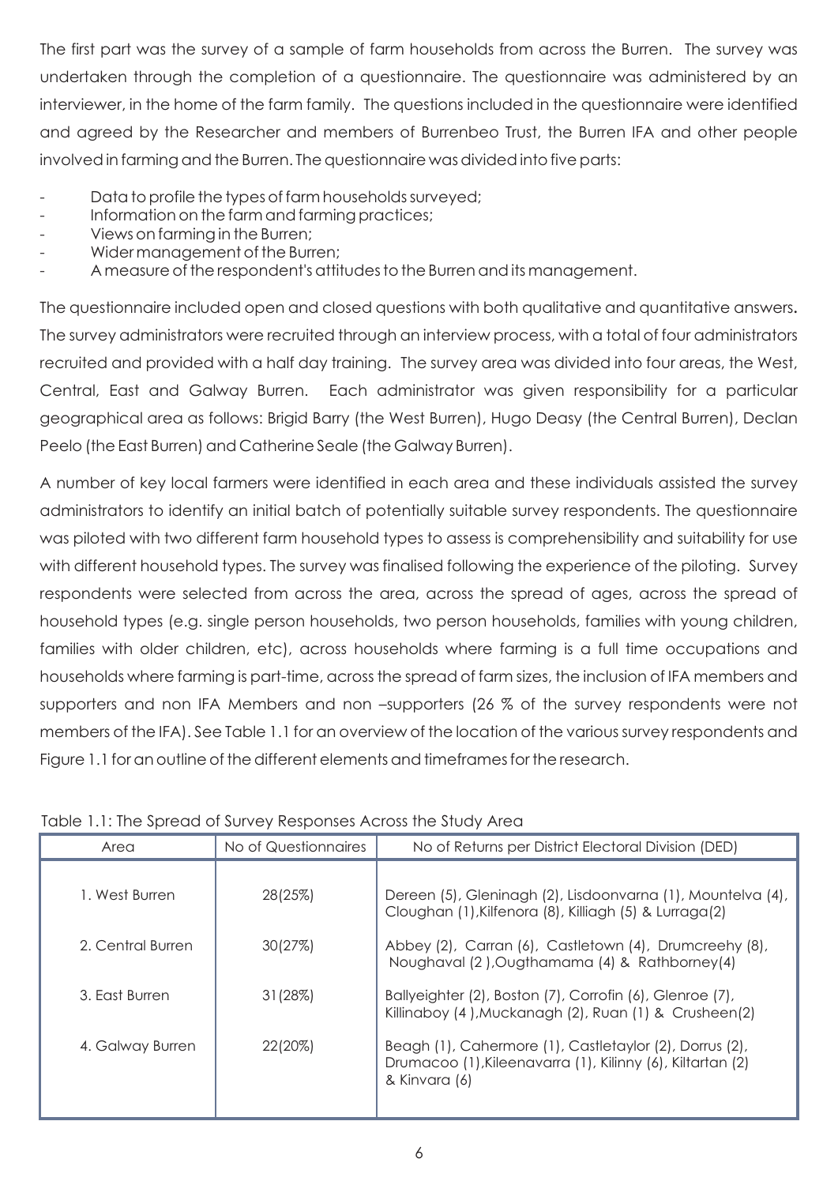The first part was the survey of a sample of farm households from across the Burren. The survey was undertaken through the completion of a questionnaire. The questionnaire was administered by an interviewer, in the home of the farm family. The questions included in the questionnaire were identified and agreed by the Researcher and members of Burrenbeo Trust, the Burren IFA and other people involved in farming and the Burren. The questionnaire was divided into five parts:

- Data to profile the types of farm households surveyed;
- Information on the farm and farming practices;
- Views on farming in the Burren;
- Wider management of the Burren;
- A measure of the respondent's attitudes to the Burren and its management.

The questionnaire included open and closed questions with both qualitative and quantitative answers**.** The survey administrators were recruited through an interview process, with a total of four administrators recruited and provided with a half day training. The survey area was divided into four areas, the West, Central, East and Galway Burren. Each administrator was given responsibility for a particular geographical area as follows: Brigid Barry (the West Burren), Hugo Deasy (the Central Burren), Declan Peelo (the East Burren) and Catherine Seale (the Galway Burren).

A number of key local farmers were identified in each area and these individuals assisted the survey administrators to identify an initial batch of potentially suitable survey respondents. The questionnaire was piloted with two different farm household types to assess is comprehensibility and suitability for use with different household types. The survey was finalised following the experience of the piloting. Survey respondents were selected from across the area, across the spread of ages, across the spread of household types (e.g. single person households, two person households, families with young children, families with older children, etc), across households where farming is a full time occupations and households where farming is part-time, across the spread of farm sizes, the inclusion of IFA members and supporters and non IFA Members and non –supporters (26 % of the survey respondents were not members of the IFA). See Table 1.1 for an overview of the location of the various survey respondents and Figure 1.1 for an outline of the different elements and timeframes for the research.

Table 1.1: The Spread of Survey Responses Across the Study Area

| Area | No of Questionnaires | No of Returns per District Electoral Division (DED) |
|---|---|---|
| 1. West Burren | 28(25%) | Dereen (5), Gleninagh (2), Lisdoonvarna (1), Mountelva (4), Cloughan (1),Kilfenora (8), Killiagh (5) & Lurraga(2) |
| 2. Central Burren | 30(27%) | Abbey (2), Carran (6), Castletown (4), Drumcreehy (8), Noughaval (2 ),Ougthamama (4) & Rathborney(4) |
| 3. East Burren | 31(28%) | Ballyeighter (2), Boston (7), Corrofin (6), Glenroe (7), Killinaboy (4 ),Muckanagh (2), Ruan (1) & Crusheen(2) |
| 4. Galway Burren | 22(20%) | Beagh (1), Cahermore (1), Castletaylor (2), Dorrus (2), Drumacoo (1),Kileenavarra (1), Kilinny (6), Kiltartan (2) & Kinvara (6) |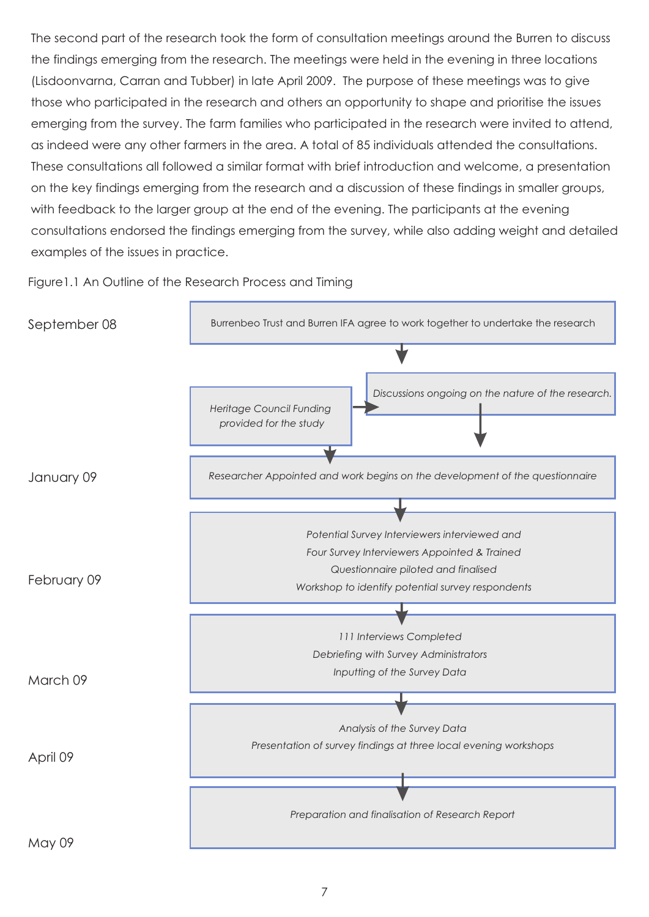The second part of the research took the form of consultation meetings around the Burren to discuss the findings emerging from the research. The meetings were held in the evening in three locations (Lisdoonvarna, Carran and Tubber) in late April 2009. The purpose of these meetings was to give those who participated in the research and others an opportunity to shape and prioritise the issues emerging from the survey. The farm families who participated in the research were invited to attend, as indeed were any other farmers in the area. A total of 85 individuals attended the consultations. These consultations all followed a similar format with brief introduction and welcome, a presentation on the key findings emerging from the research and a discussion of these findings in smaller groups, with feedback to the larger group at the end of the evening. The participants at the evening consultations endorsed the findings emerging from the survey, while also adding weight and detailed examples of the issues in practice.

Figure1.1 An Outline of the Research Process and Timing

| Timing | Research Process |
|---|---|
| September 08 | Burrenbeo Trust and Burren IFA agree to work together to undertake the research |
| | ↓ |
| | *Heritage Council Funding provided for the study* → *Discussions ongoing on the nature of the research.* |
| | ↓ |
| January 09 | *Researcher Appointed and work begins on the development of the questionnaire* |
| | ↓ |
| February 09 | *Potential Survey Interviewers interviewed and Four Survey Interviewers Appointed & Trained*<br>*Questionnaire piloted and finalised*<br>*Workshop to identify potential survey respondents* |
| | ↓ |
| March 09 | *111 Interviews Completed*<br>*Debriefing with Survey Administrators*<br>*Inputting of the Survey Data* |
| | ↓ |
| April 09 | *Analysis of the Survey Data*<br>*Presentation of survey findings at three local evening workshops* |
| | ↓ |
| May 09 | *Preparation and finalisation of Research Report* |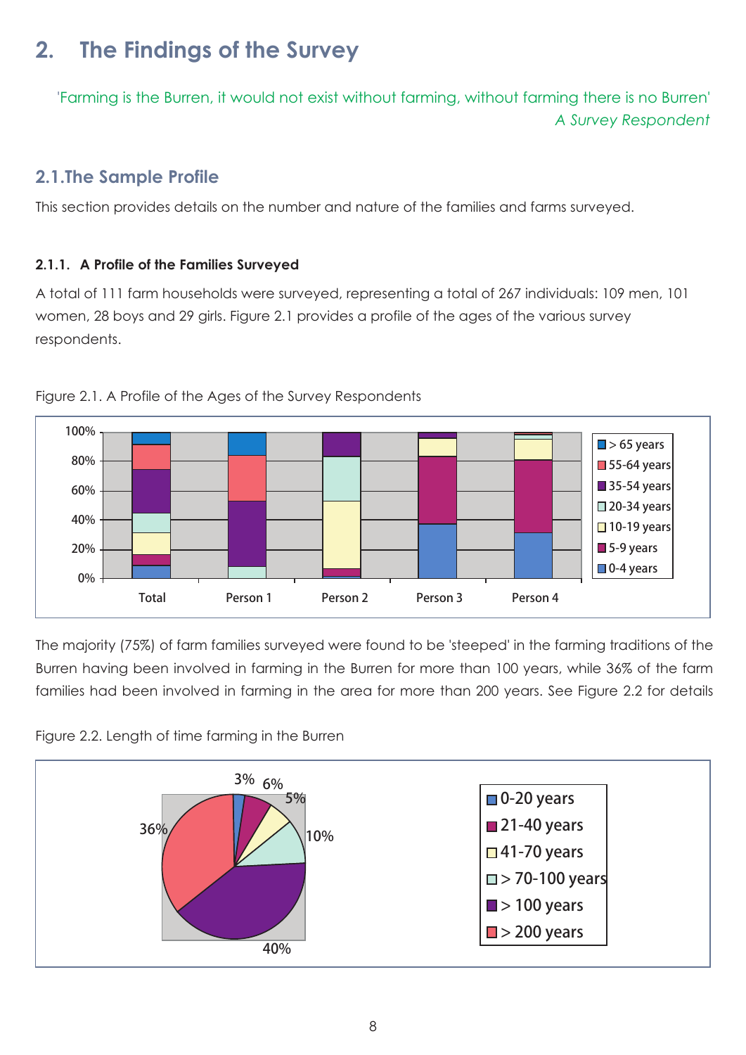# 2. The Findings of the Survey

'Farming is the Burren, it would not exist without farming, without farming there is no Burren'
*A Survey Respondent*

## 2.1.The Sample Profile

This section provides details on the number and nature of the families and farms surveyed.

#### 2.1.1. A Profile of the Families Surveyed

A total of 111 farm households were surveyed, representing a total of 267 individuals: 109 men, 101 women, 28 boys and 29 girls. Figure 2.1 provides a profile of the ages of the various survey respondents.

Figure 2.1. A Profile of the Ages of the Survey Respondents

The majority (75%) of farm families surveyed were found to be 'steeped' in the farming traditions of the Burren having been involved in farming in the Burren for more than 100 years, while 36% of the farm families had been involved in farming in the area for more than 200 years. See Figure 2.2 for details

Figure 2.2. Length of time farming in the Burren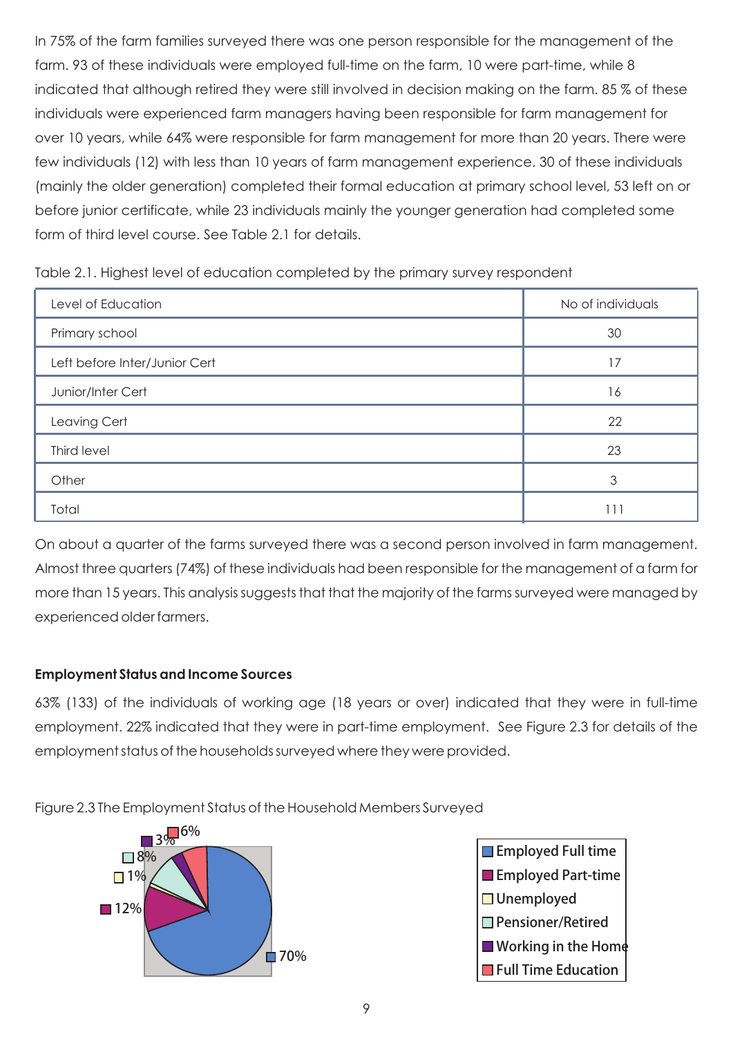In 75% of the farm families surveyed there was one person responsible for the management of the farm. 93 of these individuals were employed full-time on the farm, 10 were part-time, while 8 indicated that although retired they were still involved in decision making on the farm. 85 % of these individuals were experienced farm managers having been responsible for farm management for over 10 years, while 64% were responsible for farm management for more than 20 years. There were few individuals (12) with less than 10 years of farm management experience. 30 of these individuals (mainly the older generation) completed their formal education at primary school level, 53 left on or before junior certificate, while 23 individuals mainly the younger generation had completed some form of third level course. See Table 2.1 for details.

Table 2.1. Highest level of education completed by the primary survey respondent

| Level of Education | No of individuals |
|---|---|
| Primary school | 30 |
| Left before Inter/Junior Cert | 17 |
| Junior/Inter Cert | 16 |
| Leaving Cert | 22 |
| Third level | 23 |
| Other | 3 |
| Total | 111 |

On about a quarter of the farms surveyed there was a second person involved in farm management. Almost three quarters (74%) of these individuals had been responsible for the management of a farm for more than 15 years. This analysis suggests that that the majority of the farms surveyed were managed by experienced older farmers.

**Employment Status and Income Sources**

63% (133) of the individuals of working age (18 years or over) indicated that they were in full-time employment. 22% indicated that they were in part-time employment. See Figure 2.3 for details of the employment status of the households surveyed where they were provided.

Figure 2.3 The Employment Status of the Household Members Surveyed

| Employment Status | % |
|---|---|
| Employed Full time | 70% |
| Employed Part-time | 12% |
| Unemployed | 1% |
| Pensioner/Retired | 8% |
| Working in the Home | 3% |
| Full Time Education | 6% |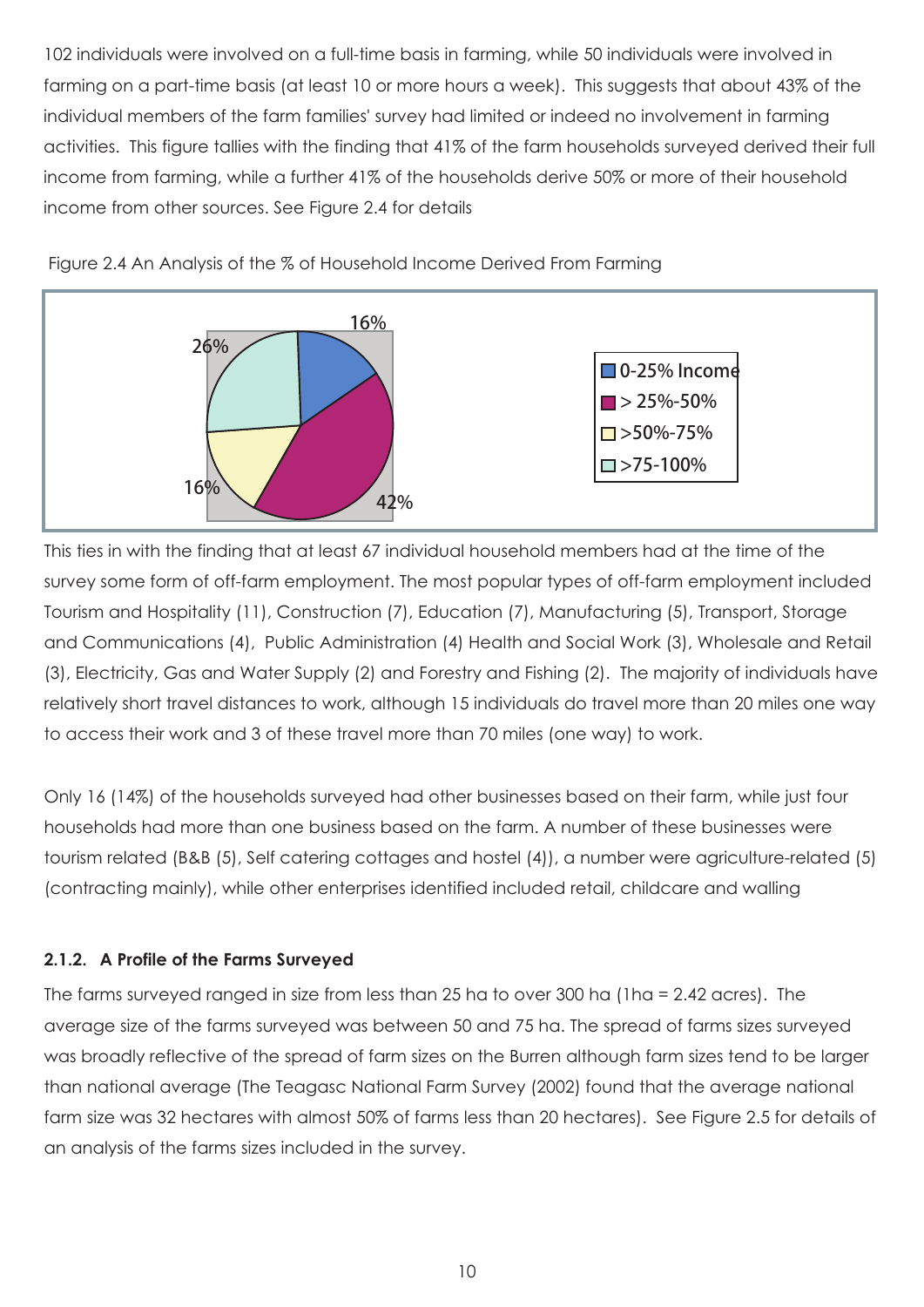102 individuals were involved on a full-time basis in farming, while 50 individuals were involved in farming on a part-time basis (at least 10 or more hours a week). This suggests that about 43% of the individual members of the farm families' survey had limited or indeed no involvement in farming activities. This figure tallies with the finding that 41% of the farm households surveyed derived their full income from farming, while a further 41% of the households derive 50% or more of their household income from other sources. See Figure 2.4 for details

Figure 2.4 An Analysis of the % of Household Income Derived From Farming

| Share of household income from farming | % of households |
|---|---|
| 0-25% Income | 16% |
| > 25%-50% | 42% |
| >50%-75% | 16% |
| >75-100% | 26% |

This ties in with the finding that at least 67 individual household members had at the time of the survey some form of off-farm employment. The most popular types of off-farm employment included Tourism and Hospitality (11), Construction (7), Education (7), Manufacturing (5), Transport, Storage and Communications (4), Public Administration (4) Health and Social Work (3), Wholesale and Retail (3), Electricity, Gas and Water Supply (2) and Forestry and Fishing (2). The majority of individuals have relatively short travel distances to work, although 15 individuals do travel more than 20 miles one way to access their work and 3 of these travel more than 70 miles (one way) to work.

Only 16 (14%) of the households surveyed had other businesses based on their farm, while just four households had more than one business based on the farm. A number of these businesses were tourism related (B&B (5), Self catering cottages and hostel (4)), a number were agriculture-related (5) (contracting mainly), while other enterprises identified included retail, childcare and walling

### 2.1.2. A Profile of the Farms Surveyed

The farms surveyed ranged in size from less than 25 ha to over 300 ha (1ha = 2.42 acres). The average size of the farms surveyed was between 50 and 75 ha. The spread of farms sizes surveyed was broadly reflective of the spread of farm sizes on the Burren although farm sizes tend to be larger than national average (The Teagasc National Farm Survey (2002) found that the average national farm size was 32 hectares with almost 50% of farms less than 20 hectares). See Figure 2.5 for details of an analysis of the farms sizes included in the survey.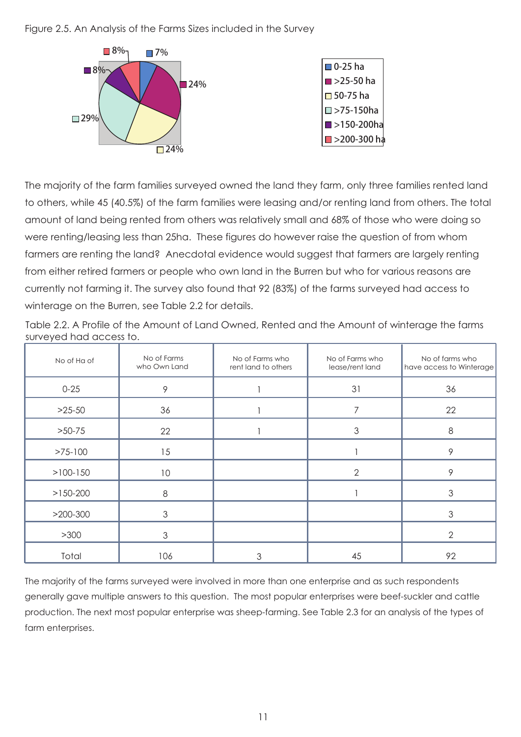Figure 2.5. An Analysis of the Farms Sizes included in the Survey

The majority of the farm families surveyed owned the land they farm, only three families rented land to others, while 45 (40.5%) of the farm families were leasing and/or renting land from others. The total amount of land being rented from others was relatively small and 68% of those who were doing so were renting/leasing less than 25ha. These figures do however raise the question of from whom farmers are renting the land? Anecdotal evidence would suggest that farmers are largely renting from either retired farmers or people who own land in the Burren but who for various reasons are currently not farming it. The survey also found that 92 (83%) of the farms surveyed had access to winterage on the Burren, see Table 2.2 for details.

Table 2.2. A Profile of the Amount of Land Owned, Rented and the Amount of winterage the farms surveyed had access to.

| No of Ha of | No of Farms who Own Land | No of Farms who rent land to others | No of Farms who lease/rent land | No of farms who have access to Winterage |
|---|---|---|---|---|
| 0-25 | 9 | 1 | 31 | 36 |
| >25-50 | 36 | 1 | 7 | 22 |
| >50-75 | 22 | 1 | 3 | 8 |
| >75-100 | 15 | | 1 | 9 |
| >100-150 | 10 | | 2 | 9 |
| >150-200 | 8 | | 1 | 3 |
| >200-300 | 3 | | | 3 |
| >300 | 3 | | | 2 |
| Total | 106 | 3 | 45 | 92 |

The majority of the farms surveyed were involved in more than one enterprise and as such respondents generally gave multiple answers to this question. The most popular enterprises were beef-suckler and cattle production. The next most popular enterprise was sheep-farming. See Table 2.3 for an analysis of the types of farm enterprises.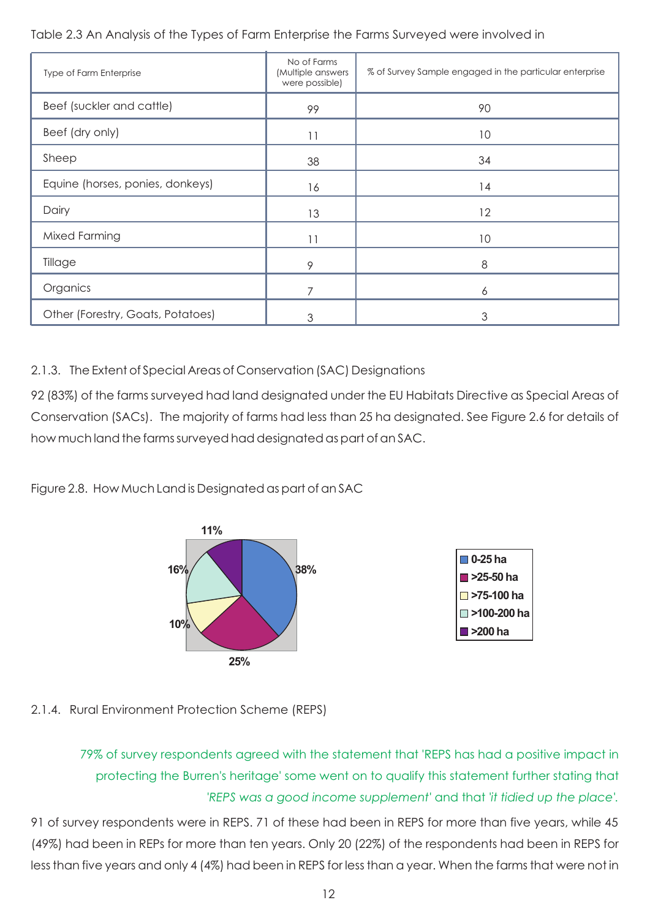Table 2.3 An Analysis of the Types of Farm Enterprise the Farms Surveyed were involved in

| Type of Farm Enterprise | No of Farms (Multiple answers were possible) | % of Survey Sample engaged in the particular enterprise |
|---|---|---|
| Beef (suckler and cattle) | 99 | 90 |
| Beef (dry only) | 11 | 10 |
| Sheep | 38 | 34 |
| Equine (horses, ponies, donkeys) | 16 | 14 |
| Dairy | 13 | 12 |
| Mixed Farming | 11 | 10 |
| Tillage | 9 | 8 |
| Organics | 7 | 6 |
| Other (Forestry, Goats, Potatoes) | 3 | 3 |

### 2.1.3. The Extent of Special Areas of Conservation (SAC) Designations

92 (83%) of the farms surveyed had land designated under the EU Habitats Directive as Special Areas of Conservation (SACs). The majority of farms had less than 25 ha designated. See Figure 2.6 for details of how much land the farms surveyed had designated as part of an SAC.

Figure 2.8. How Much Land is Designated as part of an SAC

| Land designated | % |
|---|---|
| 0-25 ha | 38% |
| >25-50 ha | 25% |
| >75-100 ha | 10% |
| >100-200 ha | 16% |
| >200 ha | 11% |

### 2.1.4. Rural Environment Protection Scheme (REPS)

> 79% of survey respondents agreed with the statement that 'REPS has had a positive impact in protecting the Burren's heritage' some went on to qualify this statement further stating that '*REPS was a good income supplement*' and that '*it tidied up the place*'.

91 of survey respondents were in REPS. 71 of these had been in REPS for more than five years, while 45 (49%) had been in REPs for more than ten years. Only 20 (22%) of the respondents had been in REPS for less than five years and only 4 (4%) had been in REPS for less than a year. When the farms that were not in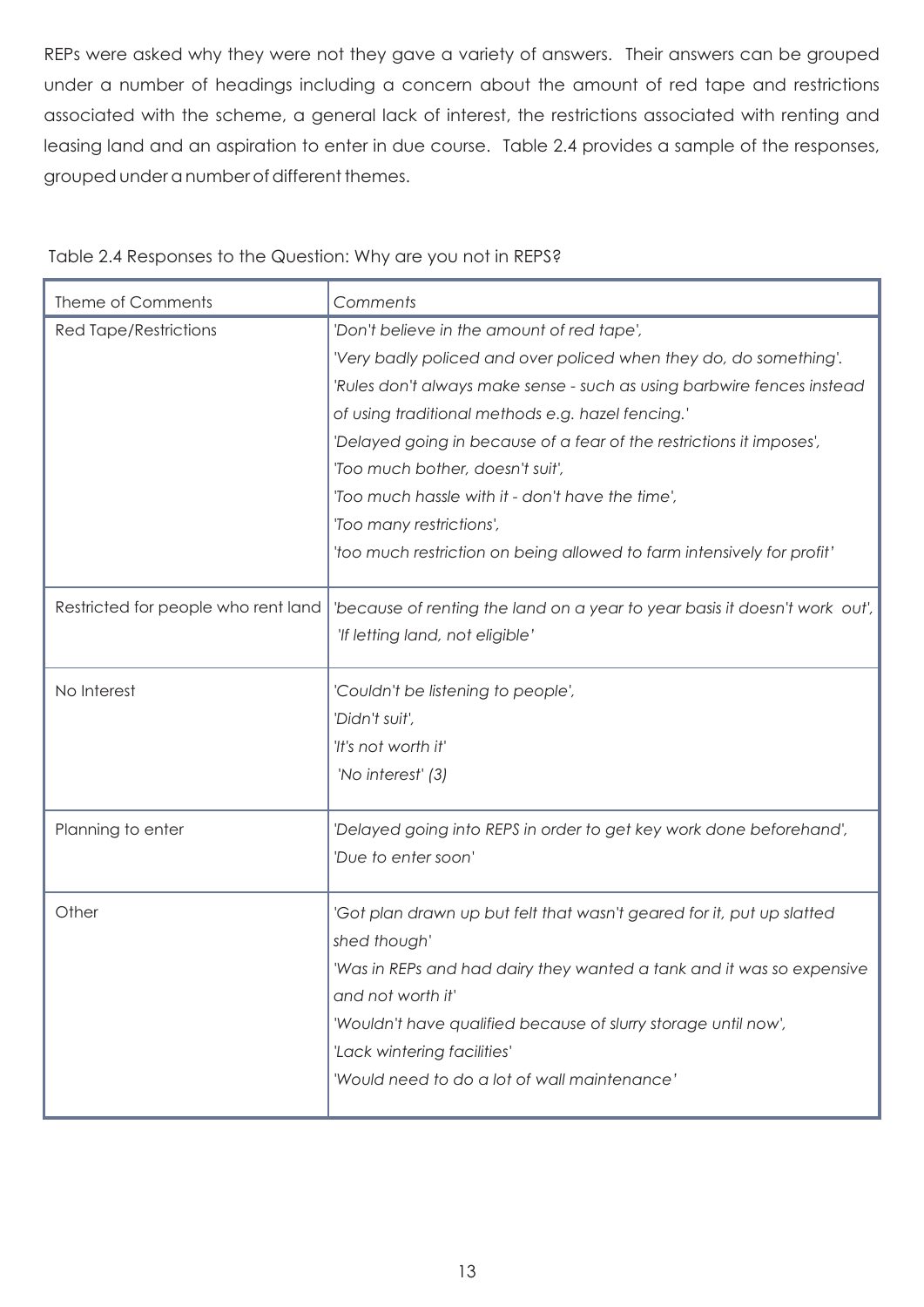REPs were asked why they were not they gave a variety of answers. Their answers can be grouped under a number of headings including a concern about the amount of red tape and restrictions associated with the scheme, a general lack of interest, the restrictions associated with renting and leasing land and an aspiration to enter in due course. Table 2.4 provides a sample of the responses, grouped under a number of different themes.

Table 2.4 Responses to the Question: Why are you not in REPS?

| Theme of Comments | *Comments* |
|---|---|
| Red Tape/Restrictions | *'Don't believe in the amount of red tape',*<br>*'Very badly policed and over policed when they do, do something'.*<br>*'Rules don't always make sense - such as using barbwire fences instead of using traditional methods e.g. hazel fencing.'*<br>*'Delayed going in because of a fear of the restrictions it imposes',*<br>*'Too much bother, doesn't suit',*<br>*'Too much hassle with it - don't have the time',*<br>*'Too many restrictions',*<br>*'too much restriction on being allowed to farm intensively for profit'* |
| Restricted for people who rent land | *'because of renting the land on a year to year basis it doesn't work out',*<br>*'If letting land, not eligible'* |
| No Interest | *'Couldn't be listening to people',*<br>*'Didn't suit',*<br>*'It's not worth it'*<br>*'No interest' (3)* |
| Planning to enter | *'Delayed going into REPS in order to get key work done beforehand',*<br>*'Due to enter soon'* |
| Other | *'Got plan drawn up but felt that wasn't geared for it, put up slatted shed though'*<br>*'Was in REPs and had dairy they wanted a tank and it was so expensive and not worth it'*<br>*'Wouldn't have qualified because of slurry storage until now',*<br>*'Lack wintering facilities'*<br>*'Would need to do a lot of wall maintenance'* |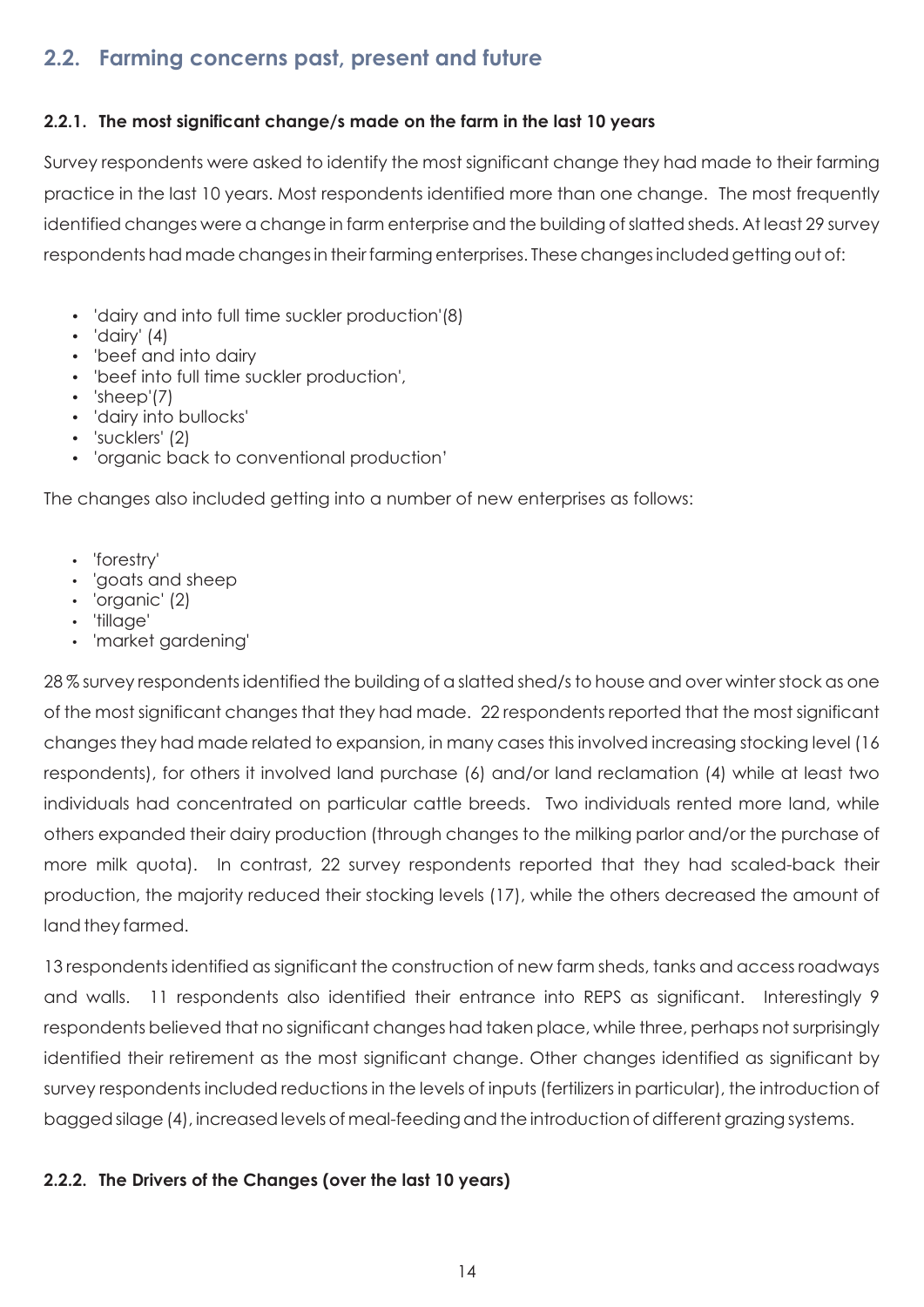## 2.2. Farming concerns past, present and future

### 2.2.1. The most significant change/s made on the farm in the last 10 years

Survey respondents were asked to identify the most significant change they had made to their farming practice in the last 10 years. Most respondents identified more than one change. The most frequently identified changes were a change in farm enterprise and the building of slatted sheds. At least 29 survey respondents had made changes in their farming enterprises. These changes included getting out of:

- 'dairy and into full time suckler production'(8)
- 'dairy' (4)
- 'beef and into dairy
- 'beef into full time suckler production',
- 'sheep'(7)
- 'dairy into bullocks'
- 'sucklers' (2)
- 'organic back to conventional production'

The changes also included getting into a number of new enterprises as follows:

- 'forestry'
- 'goats and sheep
- 'organic' (2)
- 'tillage'
- 'market gardening'

28 % survey respondents identified the building of a slatted shed/s to house and over winter stock as one of the most significant changes that they had made. 22 respondents reported that the most significant changes they had made related to expansion, in many cases this involved increasing stocking level (16 respondents), for others it involved land purchase (6) and/or land reclamation (4) while at least two individuals had concentrated on particular cattle breeds. Two individuals rented more land, while others expanded their dairy production (through changes to the milking parlor and/or the purchase of more milk quota). In contrast, 22 survey respondents reported that they had scaled-back their production, the majority reduced their stocking levels (17), while the others decreased the amount of land they farmed.

13 respondents identified as significant the construction of new farm sheds, tanks and access roadways and walls. 11 respondents also identified their entrance into REPS as significant. Interestingly 9 respondents believed that no significant changes had taken place, while three, perhaps not surprisingly identified their retirement as the most significant change. Other changes identified as significant by survey respondents included reductions in the levels of inputs (fertilizers in particular), the introduction of bagged silage (4), increased levels of meal-feeding and the introduction of different grazing systems.

### 2.2.2. The Drivers of the Changes (over the last 10 years)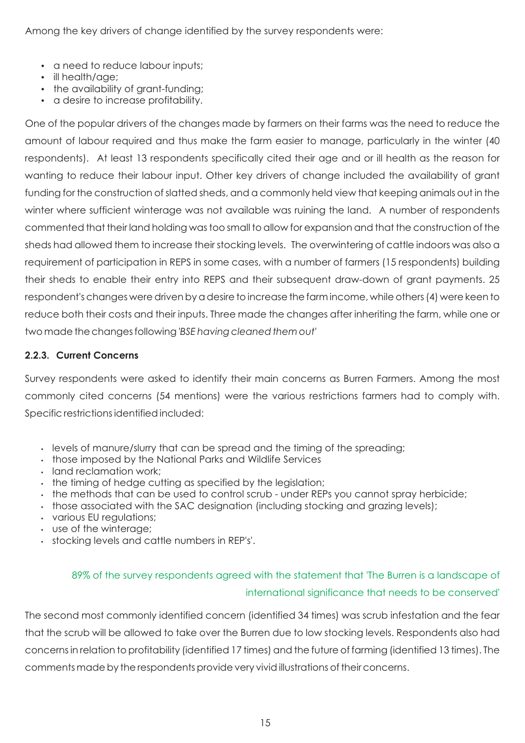Among the key drivers of change identified by the survey respondents were:

- a need to reduce labour inputs;
- ill health/age;
- the availability of grant-funding;
- a desire to increase profitability.

One of the popular drivers of the changes made by farmers on their farms was the need to reduce the amount of labour required and thus make the farm easier to manage, particularly in the winter (40 respondents). At least 13 respondents specifically cited their age and or ill health as the reason for wanting to reduce their labour input. Other key drivers of change included the availability of grant funding for the construction of slatted sheds, and a commonly held view that keeping animals out in the winter where sufficient winterage was not available was ruining the land. A number of respondents commented that their land holding was too small to allow for expansion and that the construction of the sheds had allowed them to increase their stocking levels. The overwintering of cattle indoors was also a requirement of participation in REPS in some cases, with a number of farmers (15 respondents) building their sheds to enable their entry into REPS and their subsequent draw-down of grant payments. 25 respondent's changes were driven by a desire to increase the farm income, while others (4) were keen to reduce both their costs and their inputs. Three made the changes after inheriting the farm, while one or two made the changes following '*BSE having cleaned them out*'

### 2.2.3. Current Concerns

Survey respondents were asked to identify their main concerns as Burren Farmers. Among the most commonly cited concerns (54 mentions) were the various restrictions farmers had to comply with. Specific restrictions identified included:

- levels of manure/slurry that can be spread and the timing of the spreading;
- those imposed by the National Parks and Wildlife Services
- land reclamation work;
- the timing of hedge cutting as specified by the legislation;
- the methods that can be used to control scrub - under REPs you cannot spray herbicide;
- those associated with the SAC designation (including stocking and grazing levels);
- various EU regulations;
- use of the winterage;
- stocking levels and cattle numbers in REP's'.

89% of the survey respondents agreed with the statement that 'The Burren is a landscape of international significance that needs to be conserved'

The second most commonly identified concern (identified 34 times) was scrub infestation and the fear that the scrub will be allowed to take over the Burren due to low stocking levels. Respondents also had concerns in relation to profitability (identified 17 times) and the future of farming (identified 13 times). The comments made by the respondents provide very vivid illustrations of their concerns.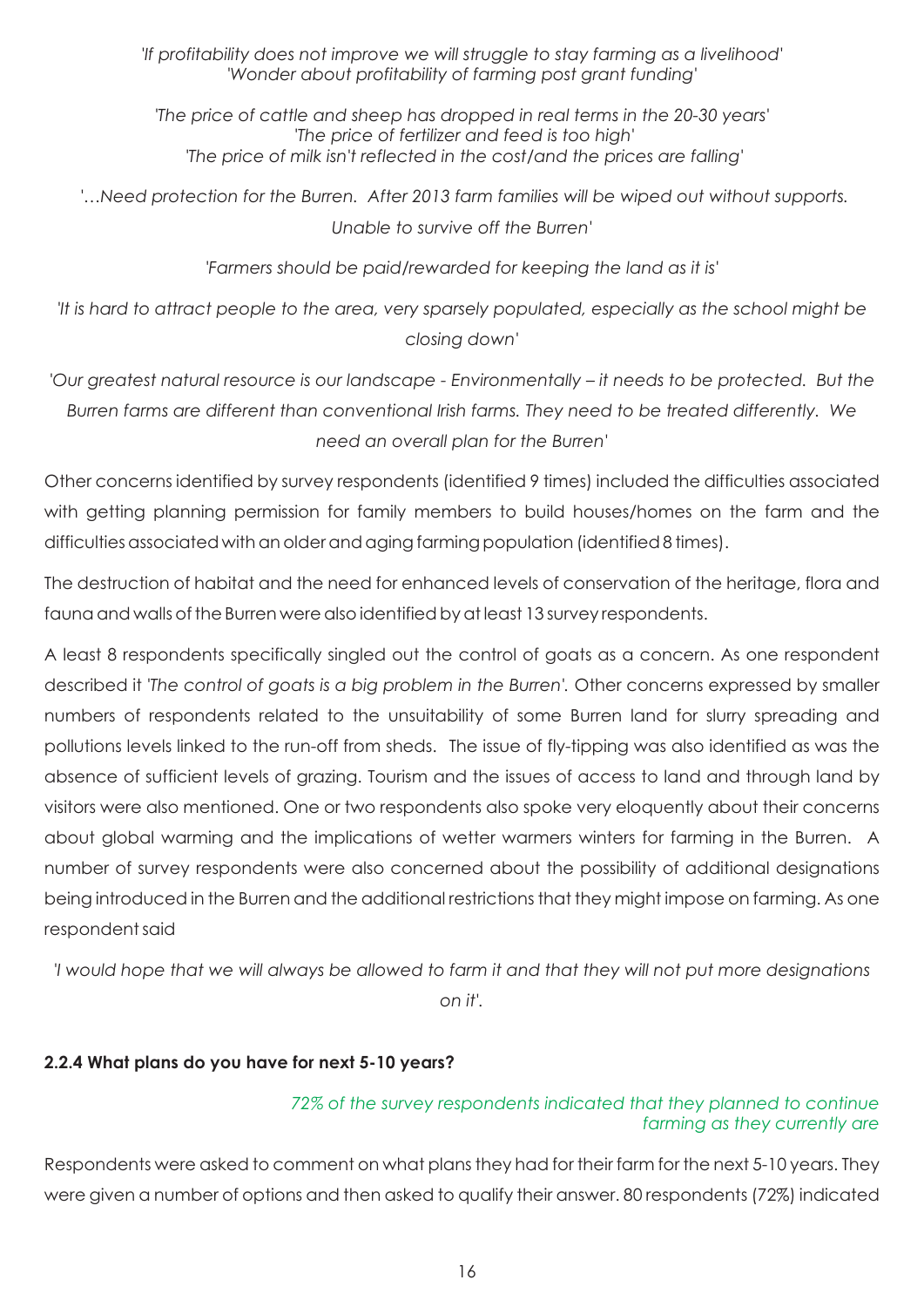*'If profitability does not improve we will struggle to stay farming as a livelihood'*
*'Wonder about profitability of farming post grant funding'*

*'The price of cattle and sheep has dropped in real terms in the 20-30 years'*
*'The price of fertilizer and feed is too high'*
*'The price of milk isn't reflected in the cost/and the prices are falling'*

*'…Need protection for the Burren. After 2013 farm families will be wiped out without supports. Unable to survive off the Burren'*

*'Farmers should be paid/rewarded for keeping the land as it is'*

*'It is hard to attract people to the area, very sparsely populated, especially as the school might be closing down'*

*'Our greatest natural resource is our landscape - Environmentally – it needs to be protected. But the Burren farms are different than conventional Irish farms. They need to be treated differently. We need an overall plan for the Burren'*

Other concerns identified by survey respondents (identified 9 times) included the difficulties associated with getting planning permission for family members to build houses/homes on the farm and the difficulties associated with an older and aging farming population (identified 8 times).

The destruction of habitat and the need for enhanced levels of conservation of the heritage, flora and fauna and walls of the Burren were also identified by at least 13 survey respondents.

A least 8 respondents specifically singled out the control of goats as a concern. As one respondent described it *'The control of goats is a big problem in the Burren'.* Other concerns expressed by smaller numbers of respondents related to the unsuitability of some Burren land for slurry spreading and pollutions levels linked to the run-off from sheds. The issue of fly-tipping was also identified as was the absence of sufficient levels of grazing. Tourism and the issues of access to land and through land by visitors were also mentioned. One or two respondents also spoke very eloquently about their concerns about global warming and the implications of wetter warmers winters for farming in the Burren. A number of survey respondents were also concerned about the possibility of additional designations being introduced in the Burren and the additional restrictions that they might impose on farming. As one respondent said

*'I would hope that we will always be allowed to farm it and that they will not put more designations on it'.*

### 2.2.4 What plans do you have for next 5-10 years?

*72% of the survey respondents indicated that they planned to continue farming as they currently are*

Respondents were asked to comment on what plans they had for their farm for the next 5-10 years. They were given a number of options and then asked to qualify their answer. 80 respondents (72%) indicated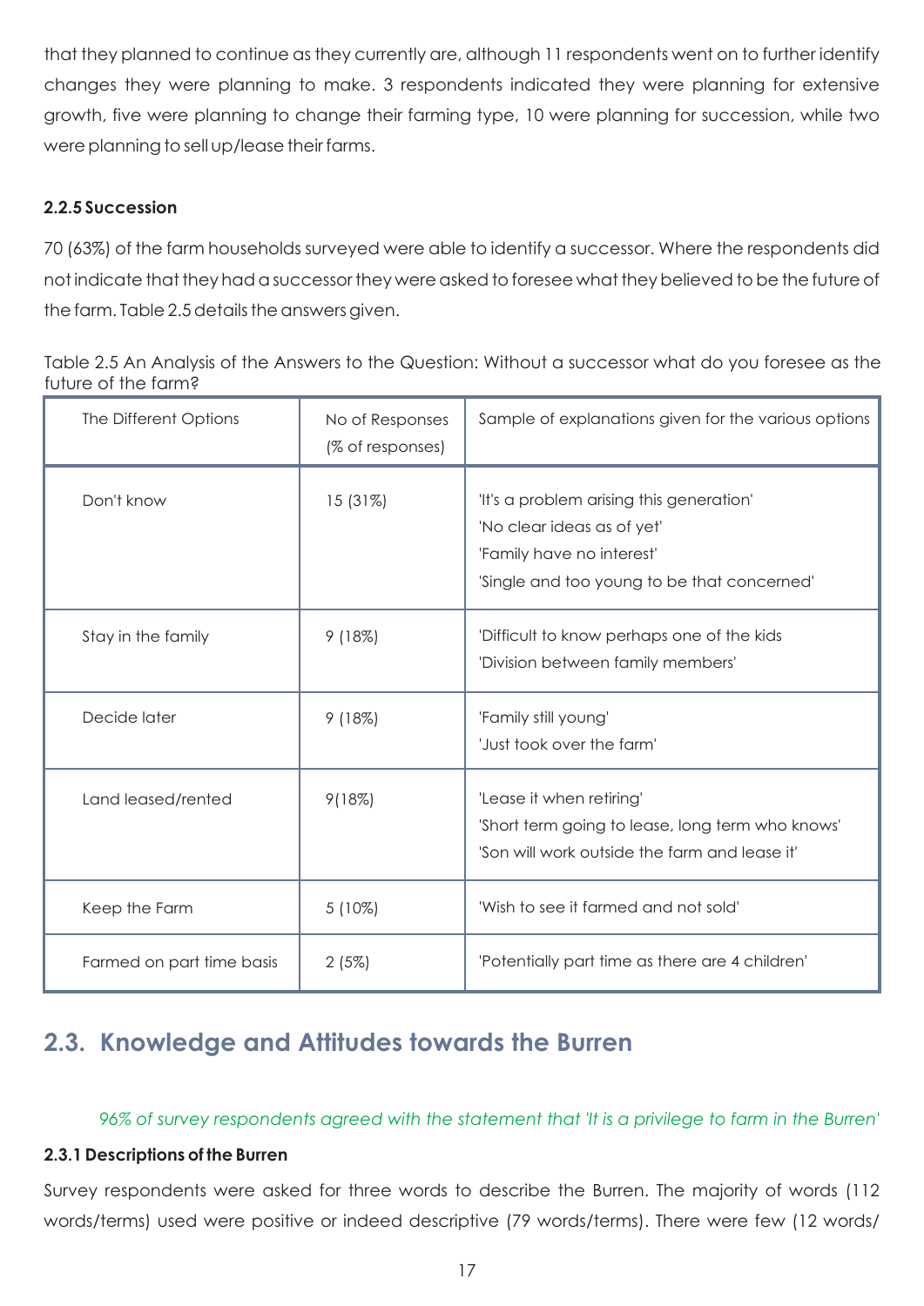that they planned to continue as they currently are, although 11 respondents went on to further identify changes they were planning to make. 3 respondents indicated they were planning for extensive growth, five were planning to change their farming type, 10 were planning for succession, while two were planning to sell up/lease their farms.

### 2.2.5 Succession

70 (63%) of the farm households surveyed were able to identify a successor. Where the respondents did not indicate that they had a successor they were asked to foresee what they believed to be the future of the farm. Table 2.5 details the answers given.

Table 2.5 An Analysis of the Answers to the Question: Without a successor what do you foresee as the future of the farm?

| The Different Options | No of Responses (% of responses) | Sample of explanations given for the various options |
|---|---|---|
| Don't know | 15 (31%) | 'It's a problem arising this generation'<br>'No clear ideas as of yet'<br>'Family have no interest'<br>'Single and too young to be that concerned' |
| Stay in the family | 9 (18%) | 'Difficult to know perhaps one of the kids<br>'Division between family members' |
| Decide later | 9 (18%) | 'Family still young'<br>'Just took over the farm' |
| Land leased/rented | 9(18%) | 'Lease it when retiring'<br>'Short term going to lease, long term who knows'<br>'Son will work outside the farm and lease it' |
| Keep the Farm | 5 (10%) | 'Wish to see it farmed and not sold' |
| Farmed on part time basis | 2 (5%) | 'Potentially part time as there are 4 children' |

## 2.3. Knowledge and Attitudes towards the Burren

*96% of survey respondents agreed with the statement that 'It is a privilege to farm in the Burren'*

### 2.3.1 Descriptions of the Burren

Survey respondents were asked for three words to describe the Burren. The majority of words (112 words/terms) used were positive or indeed descriptive (79 words/terms). There were few (12 words/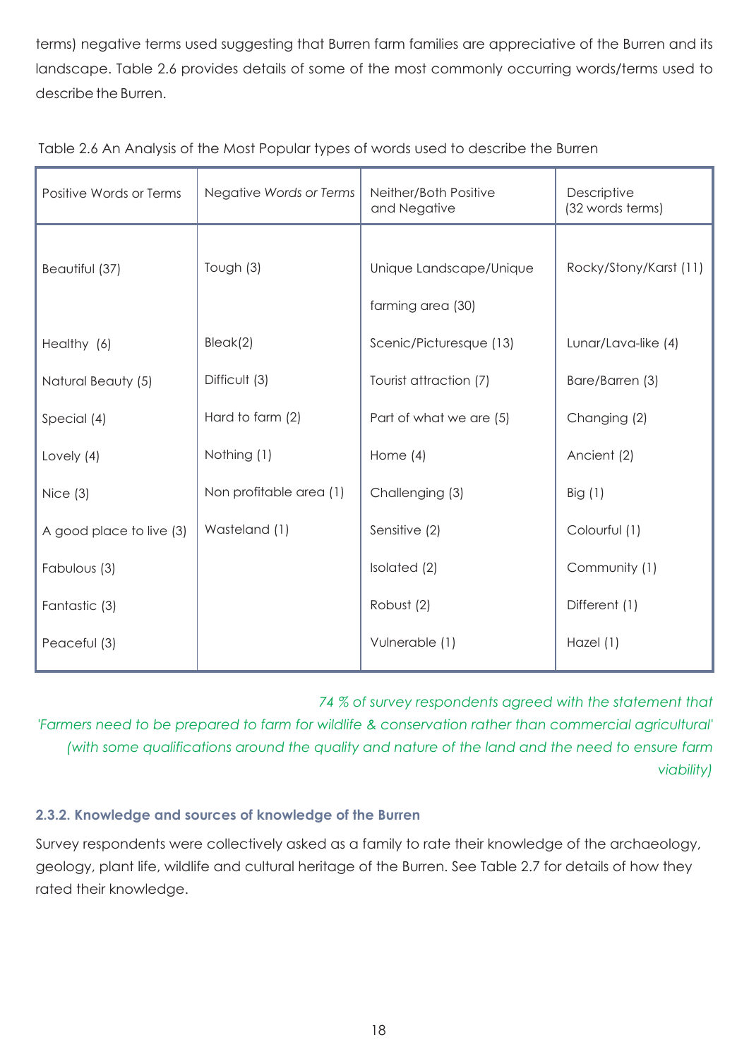terms) negative terms used suggesting that Burren farm families are appreciative of the Burren and its landscape. Table 2.6 provides details of some of the most commonly occurring words/terms used to describe the Burren.

Table 2.6 An Analysis of the Most Popular types of words used to describe the Burren

| Positive Words or Terms | Negative *Words or Terms* | Neither/Both Positive and Negative | Descriptive (32 words terms) |
|---|---|---|---|
| Beautiful (37) | Tough (3) | Unique Landscape/Unique farming area (30) | Rocky/Stony/Karst (11) |
| Healthy (6) | Bleak(2) | Scenic/Picturesque (13) | Lunar/Lava-like (4) |
| Natural Beauty (5) | Difficult (3) | Tourist attraction (7) | Bare/Barren (3) |
| Special (4) | Hard to farm (2) | Part of what we are (5) | Changing (2) |
| Lovely (4) | Nothing (1) | Home (4) | Ancient (2) |
| Nice (3) | Non profitable area (1) | Challenging (3) | Big (1) |
| A good place to live (3) | Wasteland (1) | Sensitive (2) | Colourful (1) |
| Fabulous (3) | | Isolated (2) | Community (1) |
| Fantastic (3) | | Robust (2) | Different (1) |
| Peaceful (3) | | Vulnerable (1) | Hazel (1) |

*74 % of survey respondents agreed with the statement that 'Farmers need to be prepared to farm for wildlife & conservation rather than commercial agricultural' (with some qualifications around the quality and nature of the land and the need to ensure farm viability)*

### 2.3.2. Knowledge and sources of knowledge of the Burren

Survey respondents were collectively asked as a family to rate their knowledge of the archaeology, geology, plant life, wildlife and cultural heritage of the Burren. See Table 2.7 for details of how they rated their knowledge.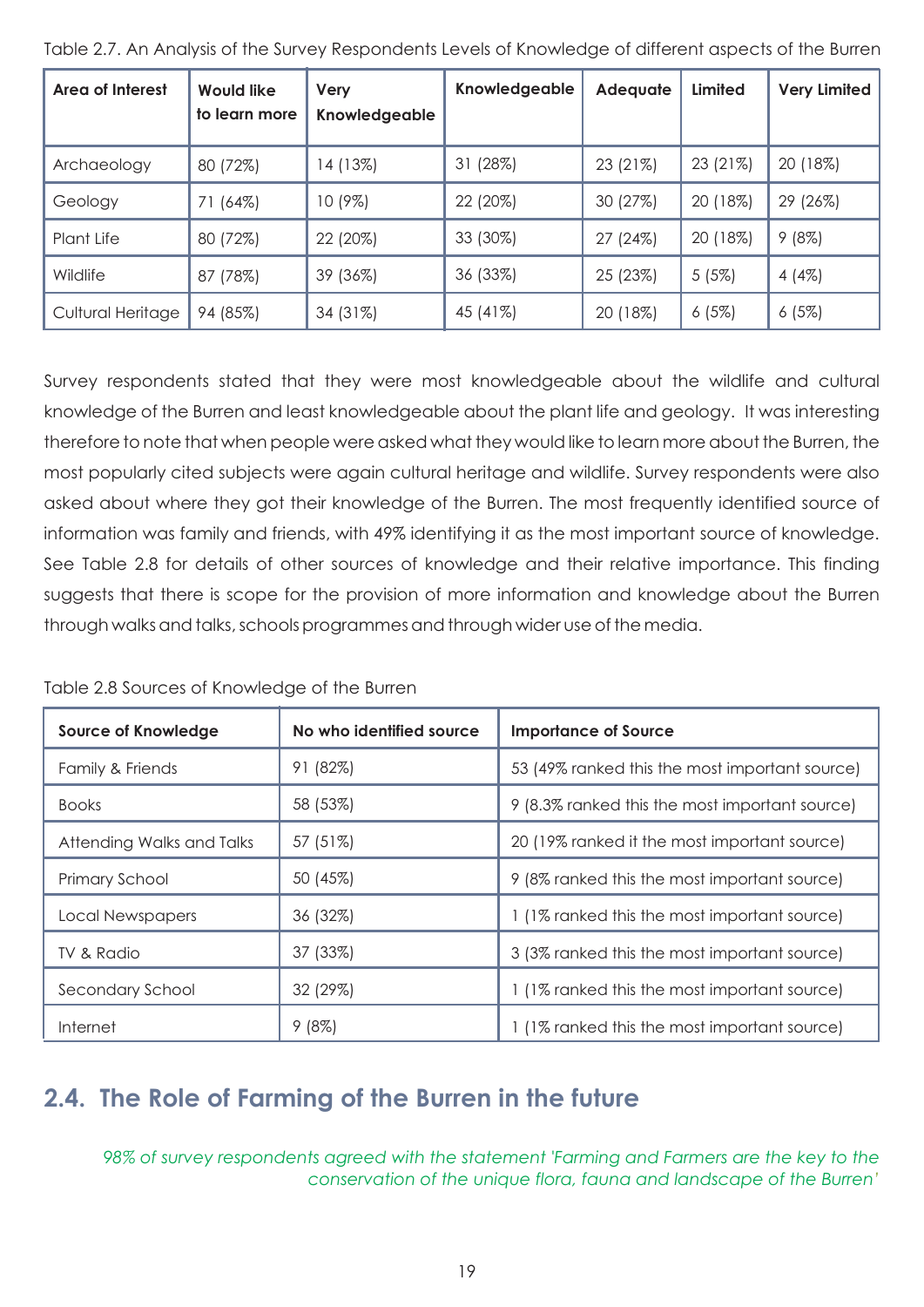Table 2.7. An Analysis of the Survey Respondents Levels of Knowledge of different aspects of the Burren

| Area of Interest | Would like to learn more | Very Knowledgeable | Knowledgeable | Adequate | Limited | Very Limited |
|---|---|---|---|---|---|---|
| Archaeology | 80 (72%) | 14 (13%) | 31 (28%) | 23 (21%) | 23 (21%) | 20 (18%) |
| Geology | 71 (64%) | 10 (9%) | 22 (20%) | 30 (27%) | 20 (18%) | 29 (26%) |
| Plant Life | 80 (72%) | 22 (20%) | 33 (30%) | 27 (24%) | 20 (18%) | 9 (8%) |
| Wildlife | 87 (78%) | 39 (36%) | 36 (33%) | 25 (23%) | 5 (5%) | 4 (4%) |
| Cultural Heritage | 94 (85%) | 34 (31%) | 45 (41%) | 20 (18%) | 6 (5%) | 6 (5%) |

Survey respondents stated that they were most knowledgeable about the wildlife and cultural knowledge of the Burren and least knowledgeable about the plant life and geology. It was interesting therefore to note that when people were asked what they would like to learn more about the Burren, the most popularly cited subjects were again cultural heritage and wildlife. Survey respondents were also asked about where they got their knowledge of the Burren. The most frequently identified source of information was family and friends, with 49% identifying it as the most important source of knowledge. See Table 2.8 for details of other sources of knowledge and their relative importance. This finding suggests that there is scope for the provision of more information and knowledge about the Burren through walks and talks, schools programmes and through wider use of the media.

Table 2.8 Sources of Knowledge of the Burren

| Source of Knowledge | No who identified source | Importance of Source |
|---|---|---|
| Family & Friends | 91 (82%) | 53 (49% ranked this the most important source) |
| Books | 58 (53%) | 9 (8.3% ranked this the most important source) |
| Attending Walks and Talks | 57 (51%) | 20 (19% ranked it the most important source) |
| Primary School | 50 (45%) | 9 (8% ranked this the most important source) |
| Local Newspapers | 36 (32%) | 1 (1% ranked this the most important source) |
| TV & Radio | 37 (33%) | 3 (3% ranked this the most important source) |
| Secondary School | 32 (29%) | 1 (1% ranked this the most important source) |
| Internet | 9 (8%) | 1 (1% ranked this the most important source) |

## 2.4. The Role of Farming of the Burren in the future

*98% of survey respondents agreed with the statement 'Farming and Farmers are the key to the conservation of the unique flora, fauna and landscape of the Burren'*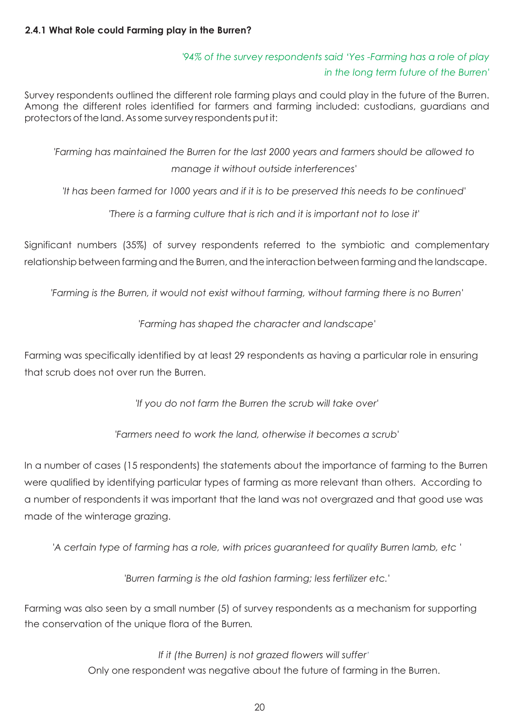### 2.4.1 What Role could Farming play in the Burren?

*'94% of the survey respondents said 'Yes -Farming has a role of play in the long term future of the Burren'*

Survey respondents outlined the different role farming plays and could play in the future of the Burren. Among the different roles identified for farmers and farming included: custodians, guardians and protectors of the land. As some survey respondents put it:

*'Farming has maintained the Burren for the last 2000 years and farmers should be allowed to manage it without outside interferences'*

*'It has been farmed for 1000 years and if it is to be preserved this needs to be continued'*

*'There is a farming culture that is rich and it is important not to lose it'*

Significant numbers (35%) of survey respondents referred to the symbiotic and complementary relationship between farming and the Burren, and the interaction between farming and the landscape.

*'Farming is the Burren, it would not exist without farming, without farming there is no Burren'*

*'Farming has shaped the character and landscape'*

Farming was specifically identified by at least 29 respondents as having a particular role in ensuring that scrub does not over run the Burren.

*'If you do not farm the Burren the scrub will take over'*

*'Farmers need to work the land, otherwise it becomes a scrub'*

In a number of cases (15 respondents) the statements about the importance of farming to the Burren were qualified by identifying particular types of farming as more relevant than others. According to a number of respondents it was important that the land was not overgrazed and that good use was made of the winterage grazing.

*'A certain type of farming has a role, with prices guaranteed for quality Burren lamb, etc '*

*'Burren farming is the old fashion farming; less fertilizer etc.'*

Farming was also seen by a small number (5) of survey respondents as a mechanism for supporting the conservation of the unique flora of the Burren.

*If it (the Burren) is not grazed flowers will suffer'*

Only one respondent was negative about the future of farming in the Burren.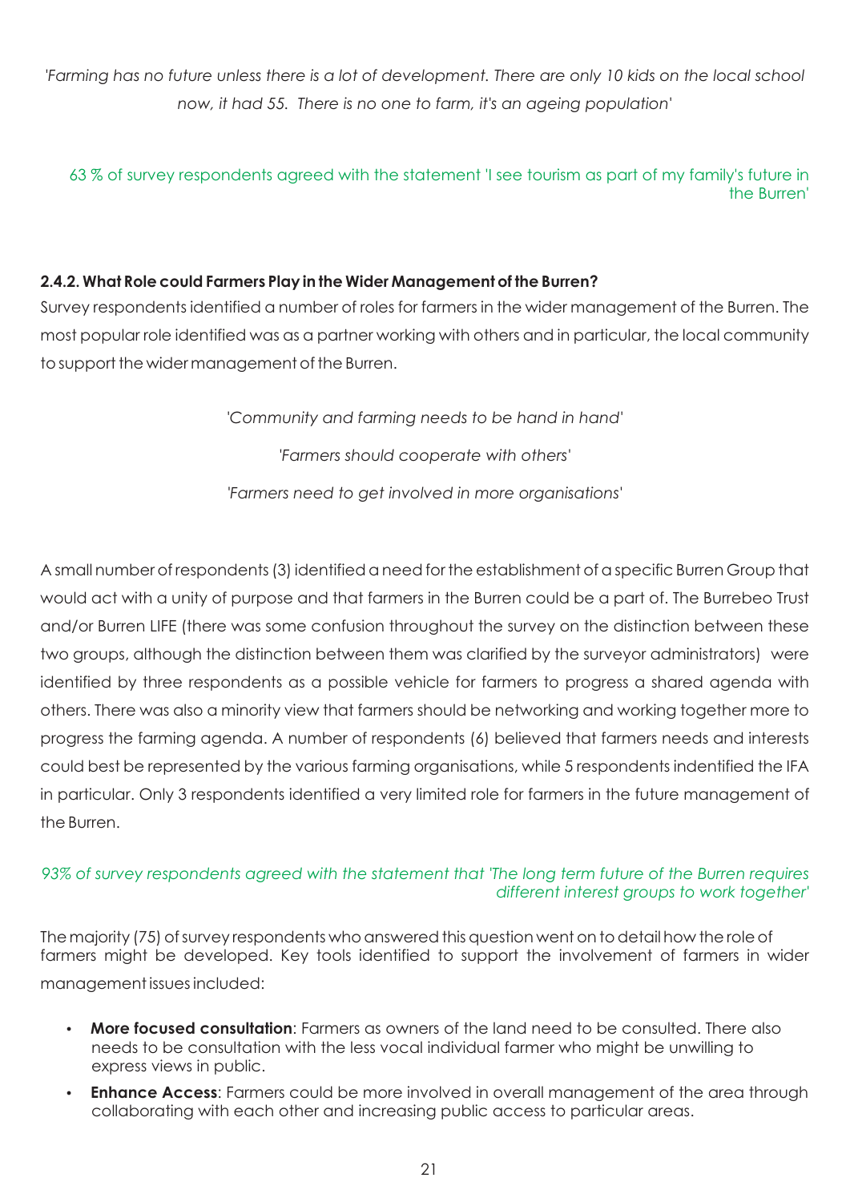*'Farming has no future unless there is a lot of development. There are only 10 kids on the local school now, it had 55. There is no one to farm, it's an ageing population'*

63 % of survey respondents agreed with the statement 'I see tourism as part of my family's future in the Burren'

### 2.4.2. What Role could Farmers Play in the Wider Management of the Burren?

Survey respondents identified a number of roles for farmers in the wider management of the Burren. The most popular role identified was as a partner working with others and in particular, the local community to support the wider management of the Burren.

*'Community and farming needs to be hand in hand'*

*'Farmers should cooperate with others'*

*'Farmers need to get involved in more organisations'*

A small number of respondents (3) identified a need for the establishment of a specific Burren Group that would act with a unity of purpose and that farmers in the Burren could be a part of. The Burrebeo Trust and/or Burren LIFE (there was some confusion throughout the survey on the distinction between these two groups, although the distinction between them was clarified by the surveyor administrators) were identified by three respondents as a possible vehicle for farmers to progress a shared agenda with others. There was also a minority view that farmers should be networking and working together more to progress the farming agenda. A number of respondents (6) believed that farmers needs and interests could best be represented by the various farming organisations, while 5 respondents indentified the IFA in particular. Only 3 respondents identified a very limited role for farmers in the future management of the Burren.

*93% of survey respondents agreed with the statement that 'The long term future of the Burren requires different interest groups to work together'*

The majority (75) of survey respondents who answered this question went on to detail how the role of farmers might be developed. Key tools identified to support the involvement of farmers in wider management issues included:

- **More focused consultation**: Farmers as owners of the land need to be consulted. There also needs to be consultation with the less vocal individual farmer who might be unwilling to express views in public.
- **Enhance Access**: Farmers could be more involved in overall management of the area through collaborating with each other and increasing public access to particular areas.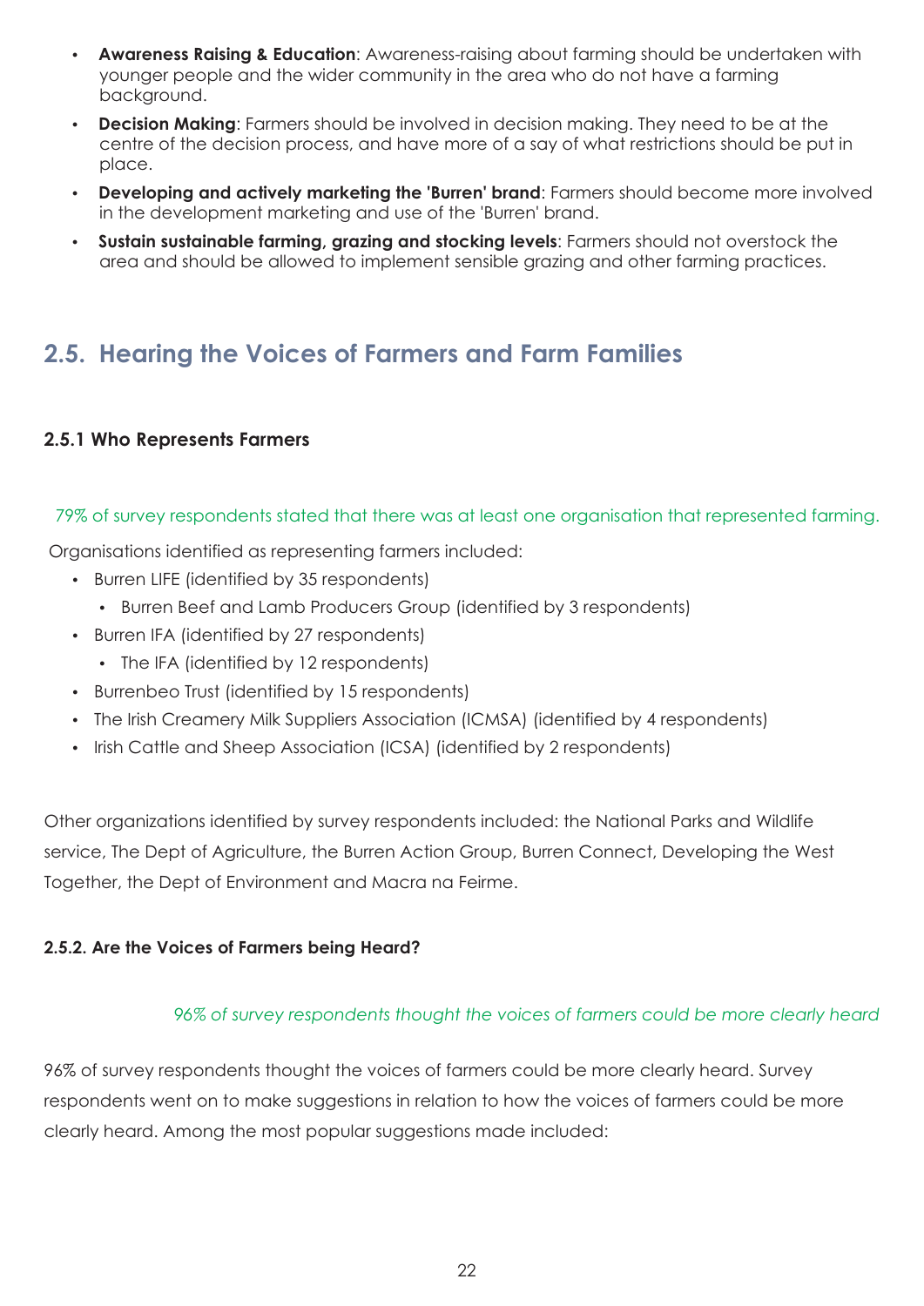- **Awareness Raising & Education**: Awareness-raising about farming should be undertaken with younger people and the wider community in the area who do not have a farming background.
- **Decision Making**: Farmers should be involved in decision making. They need to be at the centre of the decision process, and have more of a say of what restrictions should be put in place.
- **Developing and actively marketing the 'Burren' brand**: Farmers should become more involved in the development marketing and use of the 'Burren' brand.
- **Sustain sustainable farming, grazing and stocking levels**: Farmers should not overstock the area and should be allowed to implement sensible grazing and other farming practices.

## 2.5. Hearing the Voices of Farmers and Farm Families

### 2.5.1 Who Represents Farmers

79% of survey respondents stated that there was at least one organisation that represented farming.

Organisations identified as representing farmers included:

- Burren LIFE (identified by 35 respondents)
  - Burren Beef and Lamb Producers Group (identified by 3 respondents)
- Burren IFA (identified by 27 respondents)
  - The IFA (identified by 12 respondents)
- Burrenbeo Trust (identified by 15 respondents)
- The Irish Creamery Milk Suppliers Association (ICMSA) (identified by 4 respondents)
- Irish Cattle and Sheep Association (ICSA) (identified by 2 respondents)

Other organizations identified by survey respondents included: the National Parks and Wildlife service, The Dept of Agriculture, the Burren Action Group, Burren Connect, Developing the West Together, the Dept of Environment and Macra na Feirme.

### 2.5.2. Are the Voices of Farmers being Heard?

*96% of survey respondents thought the voices of farmers could be more clearly heard*

96% of survey respondents thought the voices of farmers could be more clearly heard. Survey respondents went on to make suggestions in relation to how the voices of farmers could be more clearly heard. Among the most popular suggestions made included: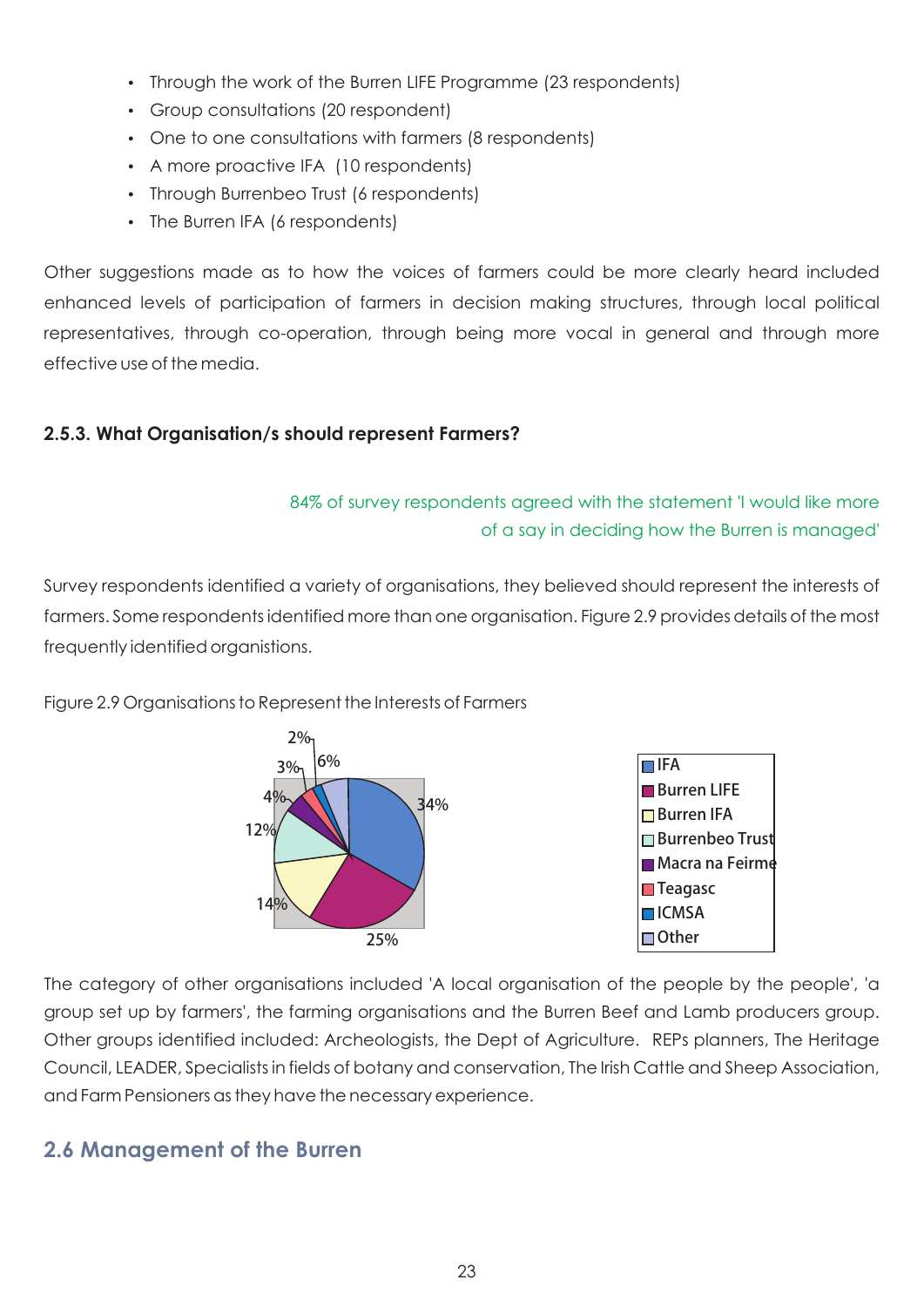- Through the work of the Burren LIFE Programme (23 respondents)
- Group consultations (20 respondent)
- One to one consultations with farmers (8 respondents)
- A more proactive IFA (10 respondents)
- Through Burrenbeo Trust (6 respondents)
- The Burren IFA (6 respondents)

Other suggestions made as to how the voices of farmers could be more clearly heard included enhanced levels of participation of farmers in decision making structures, through local political representatives, through co-operation, through being more vocal in general and through more effective use of the media.

### 2.5.3. What Organisation/s should represent Farmers?

84% of survey respondents agreed with the statement 'I would like more of a say in deciding how the Burren is managed'

Survey respondents identified a variety of organisations, they believed should represent the interests of farmers. Some respondents identified more than one organisation. Figure 2.9 provides details of the most frequently identified organistions.

Figure 2.9 Organisations to Represent the Interests of Farmers

| Organisation | % |
|---|---|
| IFA | 34% |
| Burren LIFE | 25% |
| Burren IFA | 14% |
| Burrenbeo Trust | 12% |
| Macra na Feirme | 4% |
| Teagasc | 3% |
| ICMSA | 2% |
| Other | 6% |

The category of other organisations included 'A local organisation of the people by the people', 'a group set up by farmers', the farming organisations and the Burren Beef and Lamb producers group. Other groups identified included: Archeologists, the Dept of Agriculture. REPs planners, The Heritage Council, LEADER, Specialists in fields of botany and conservation, The Irish Cattle and Sheep Association, and Farm Pensioners as they have the necessary experience.

## 2.6 Management of the Burren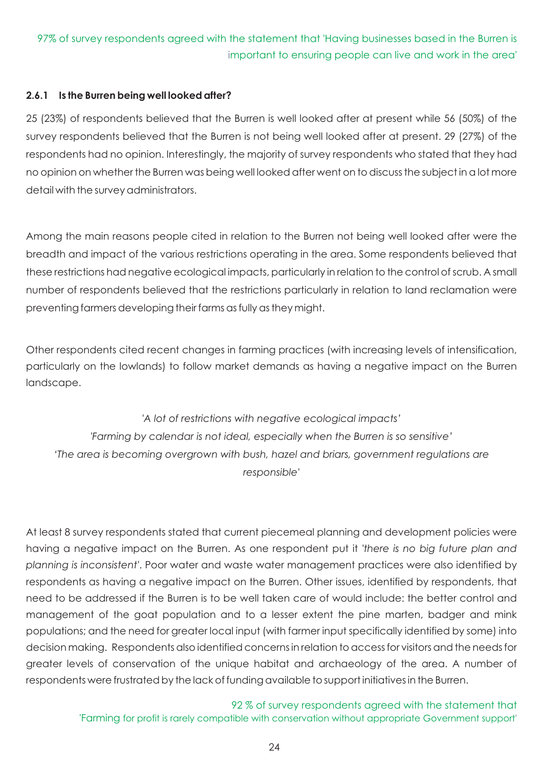97% of survey respondents agreed with the statement that 'Having businesses based in the Burren is important to ensuring people can live and work in the area'

### 2.6.1 Is the Burren being well looked after?

25 (23%) of respondents believed that the Burren is well looked after at present while 56 (50%) of the survey respondents believed that the Burren is not being well looked after at present. 29 (27%) of the respondents had no opinion. Interestingly, the majority of survey respondents who stated that they had no opinion on whether the Burren was being well looked after went on to discuss the subject in a lot more detail with the survey administrators.

Among the main reasons people cited in relation to the Burren not being well looked after were the breadth and impact of the various restrictions operating in the area. Some respondents believed that these restrictions had negative ecological impacts, particularly in relation to the control of scrub. A small number of respondents believed that the restrictions particularly in relation to land reclamation were preventing farmers developing their farms as fully as they might.

Other respondents cited recent changes in farming practices (with increasing levels of intensification, particularly on the lowlands) to follow market demands as having a negative impact on the Burren landscape.

*'A lot of restrictions with negative ecological impacts'*
*'Farming by calendar is not ideal, especially when the Burren is so sensitive'*
*'The area is becoming overgrown with bush, hazel and briars, government regulations are responsible'*

At least 8 survey respondents stated that current piecemeal planning and development policies were having a negative impact on the Burren. As one respondent put it '*there is no big future plan and planning is inconsistent*'. Poor water and waste water management practices were also identified by respondents as having a negative impact on the Burren. Other issues, identified by respondents, that need to be addressed if the Burren is to be well taken care of would include: the better control and management of the goat population and to a lesser extent the pine marten, badger and mink populations; and the need for greater local input (with farmer input specifically identified by some) into decision making. Respondents also identified concerns in relation to access for visitors and the needs for greater levels of conservation of the unique habitat and archaeology of the area. A number of respondents were frustrated by the lack of funding available to support initiatives in the Burren.

92 % of survey respondents agreed with the statement that 'Farming for profit is rarely compatible with conservation without appropriate Government support'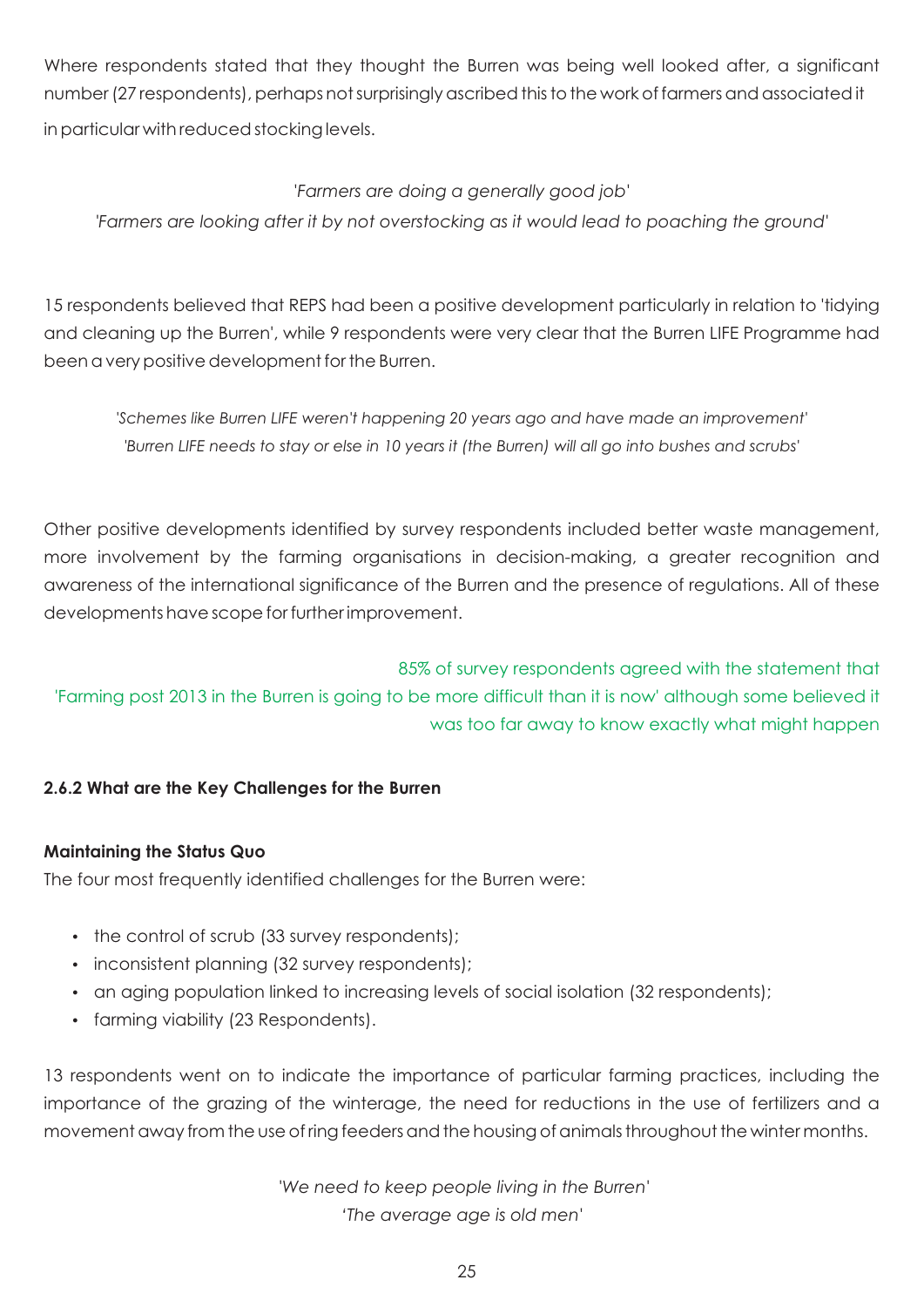Where respondents stated that they thought the Burren was being well looked after, a significant number (27 respondents), perhaps not surprisingly ascribed this to the work of farmers and associated it in particular with reduced stocking levels.

*'Farmers are doing a generally good job'*
*'Farmers are looking after it by not overstocking as it would lead to poaching the ground'*

15 respondents believed that REPS had been a positive development particularly in relation to 'tidying and cleaning up the Burren', while 9 respondents were very clear that the Burren LIFE Programme had been a very positive development for the Burren.

*'Schemes like Burren LIFE weren't happening 20 years ago and have made an improvement'*
*'Burren LIFE needs to stay or else in 10 years it (the Burren) will all go into bushes and scrubs'*

Other positive developments identified by survey respondents included better waste management, more involvement by the farming organisations in decision-making, a greater recognition and awareness of the international significance of the Burren and the presence of regulations. All of these developments have scope for further improvement.

85% of survey respondents agreed with the statement that 'Farming post 2013 in the Burren is going to be more difficult than it is now' although some believed it was too far away to know exactly what might happen

#### 2.6.2 What are the Key Challenges for the Burren

**Maintaining the Status Quo**

The four most frequently identified challenges for the Burren were:

- the control of scrub (33 survey respondents);
- inconsistent planning (32 survey respondents);
- an aging population linked to increasing levels of social isolation (32 respondents);
- farming viability (23 Respondents).

13 respondents went on to indicate the importance of particular farming practices, including the importance of the grazing of the winterage, the need for reductions in the use of fertilizers and a movement away from the use of ring feeders and the housing of animals throughout the winter months.

*'We need to keep people living in the Burren'*
*'The average age is old men'*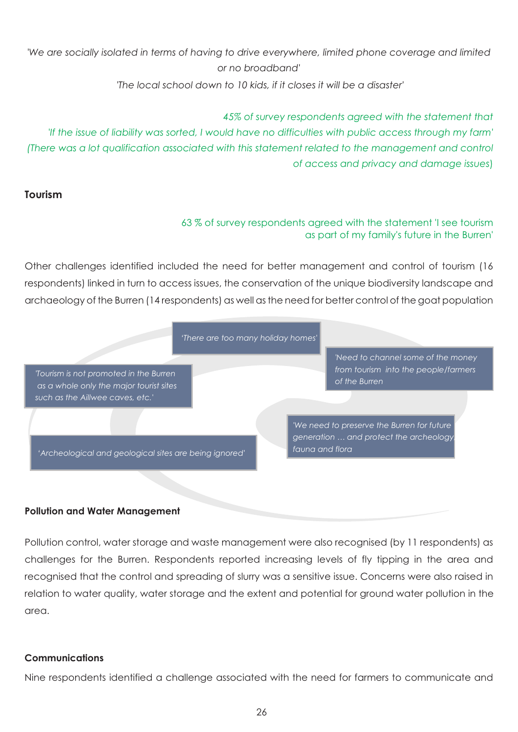*'We are socially isolated in terms of having to drive everywhere, limited phone coverage and limited or no broadband'*

*'The local school down to 10 kids, if it closes it will be a disaster'*

*45% of survey respondents agreed with the statement that 'If the issue of liability was sorted, I would have no difficulties with public access through my farm' (There was a lot qualification associated with this statement related to the management and control of access and privacy and damage issues)*

## Tourism

63 % of survey respondents agreed with the statement 'I see tourism as part of my family's future in the Burren'

Other challenges identified included the need for better management and control of tourism (16 respondents) linked in turn to access issues, the conservation of the unique biodiversity landscape and archaeology of the Burren (14 respondents) as well as the need for better control of the goat population

*'There are too many holiday homes'*

*'Need to channel some of the money from tourism into the people/farmers of the Burren*

*'Tourism is not promoted in the Burren as a whole only the major tourist sites such as the Aillwee caves, etc.'*

*'We need to preserve the Burren for future generation … and protect the archeology, fauna and flora*

*'Archeological and geological sites are being ignored'*

## Pollution and Water Management

Pollution control, water storage and waste management were also recognised (by 11 respondents) as challenges for the Burren. Respondents reported increasing levels of fly tipping in the area and recognised that the control and spreading of slurry was a sensitive issue. Concerns were also raised in relation to water quality, water storage and the extent and potential for ground water pollution in the area.

## Communications

Nine respondents identified a challenge associated with the need for farmers to communicate and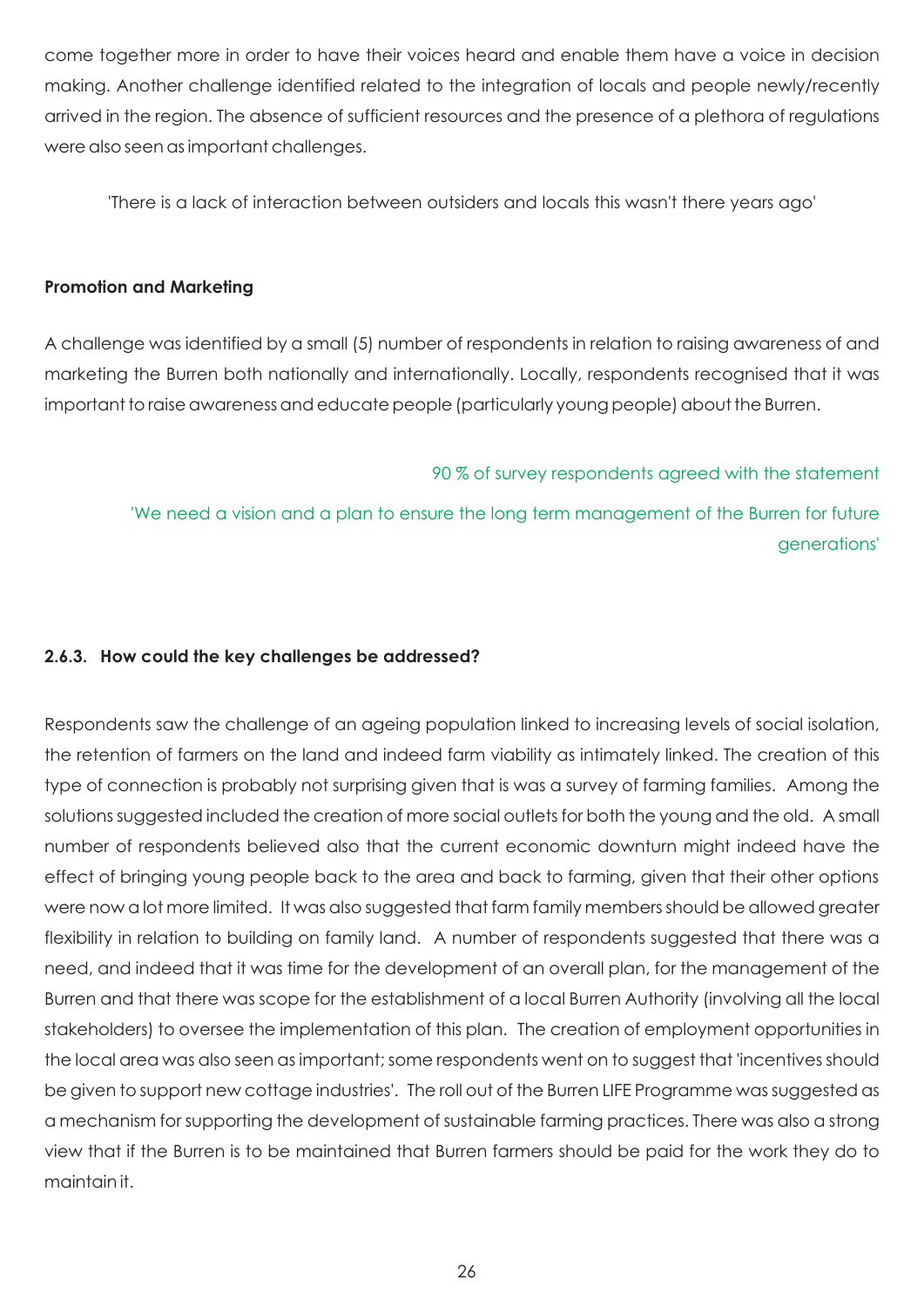come together more in order to have their voices heard and enable them have a voice in decision making. Another challenge identified related to the integration of locals and people newly/recently arrived in the region. The absence of sufficient resources and the presence of a plethora of regulations were also seen as important challenges.

> 'There is a lack of interaction between outsiders and locals this wasn't there years ago'

**Promotion and Marketing**

A challenge was identified by a small (5) number of respondents in relation to raising awareness of and marketing the Burren both nationally and internationally. Locally, respondents recognised that it was important to raise awareness and educate people (particularly young people) about the Burren.

> 90 % of survey respondents agreed with the statement
>
> 'We need a vision and a plan to ensure the long term management of the Burren for future generations'

#### 2.6.3. How could the key challenges be addressed?

Respondents saw the challenge of an ageing population linked to increasing levels of social isolation, the retention of farmers on the land and indeed farm viability as intimately linked. The creation of this type of connection is probably not surprising given that is was a survey of farming families. Among the solutions suggested included the creation of more social outlets for both the young and the old. A small number of respondents believed also that the current economic downturn might indeed have the effect of bringing young people back to the area and back to farming, given that their other options were now a lot more limited. It was also suggested that farm family members should be allowed greater flexibility in relation to building on family land. A number of respondents suggested that there was a need, and indeed that it was time for the development of an overall plan, for the management of the Burren and that there was scope for the establishment of a local Burren Authority (involving all the local stakeholders) to oversee the implementation of this plan. The creation of employment opportunities in the local area was also seen as important; some respondents went on to suggest that 'incentives should be given to support new cottage industries'. The roll out of the Burren LIFE Programme was suggested as a mechanism for supporting the development of sustainable farming practices. There was also a strong view that if the Burren is to be maintained that Burren farmers should be paid for the work they do to maintain it.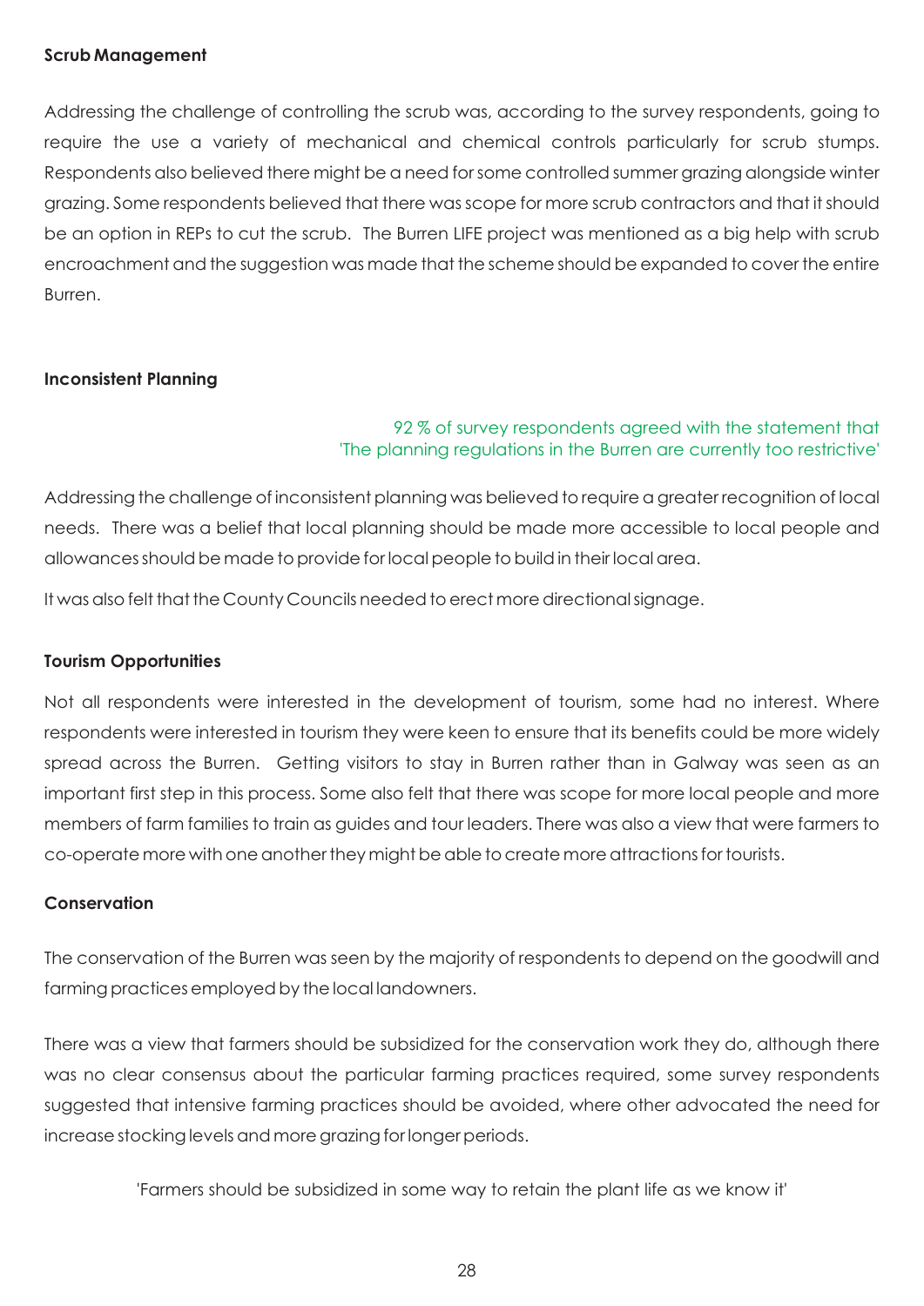**Scrub Management**

Addressing the challenge of controlling the scrub was, according to the survey respondents, going to require the use a variety of mechanical and chemical controls particularly for scrub stumps. Respondents also believed there might be a need for some controlled summer grazing alongside winter grazing. Some respondents believed that there was scope for more scrub contractors and that it should be an option in REPs to cut the scrub. The Burren LIFE project was mentioned as a big help with scrub encroachment and the suggestion was made that the scheme should be expanded to cover the entire Burren.

**Inconsistent Planning**

92 % of survey respondents agreed with the statement that 'The planning regulations in the Burren are currently too restrictive'

Addressing the challenge of inconsistent planning was believed to require a greater recognition of local needs. There was a belief that local planning should be made more accessible to local people and allowances should be made to provide for local people to build in their local area.

It was also felt that the County Councils needed to erect more directional signage.

**Tourism Opportunities**

Not all respondents were interested in the development of tourism, some had no interest. Where respondents were interested in tourism they were keen to ensure that its benefits could be more widely spread across the Burren. Getting visitors to stay in Burren rather than in Galway was seen as an important first step in this process. Some also felt that there was scope for more local people and more members of farm families to train as guides and tour leaders. There was also a view that were farmers to co-operate more with one another they might be able to create more attractions for tourists.

**Conservation**

The conservation of the Burren was seen by the majority of respondents to depend on the goodwill and farming practices employed by the local landowners.

There was a view that farmers should be subsidized for the conservation work they do, although there was no clear consensus about the particular farming practices required, some survey respondents suggested that intensive farming practices should be avoided, where other advocated the need for increase stocking levels and more grazing for longer periods.

'Farmers should be subsidized in some way to retain the plant life as we know it'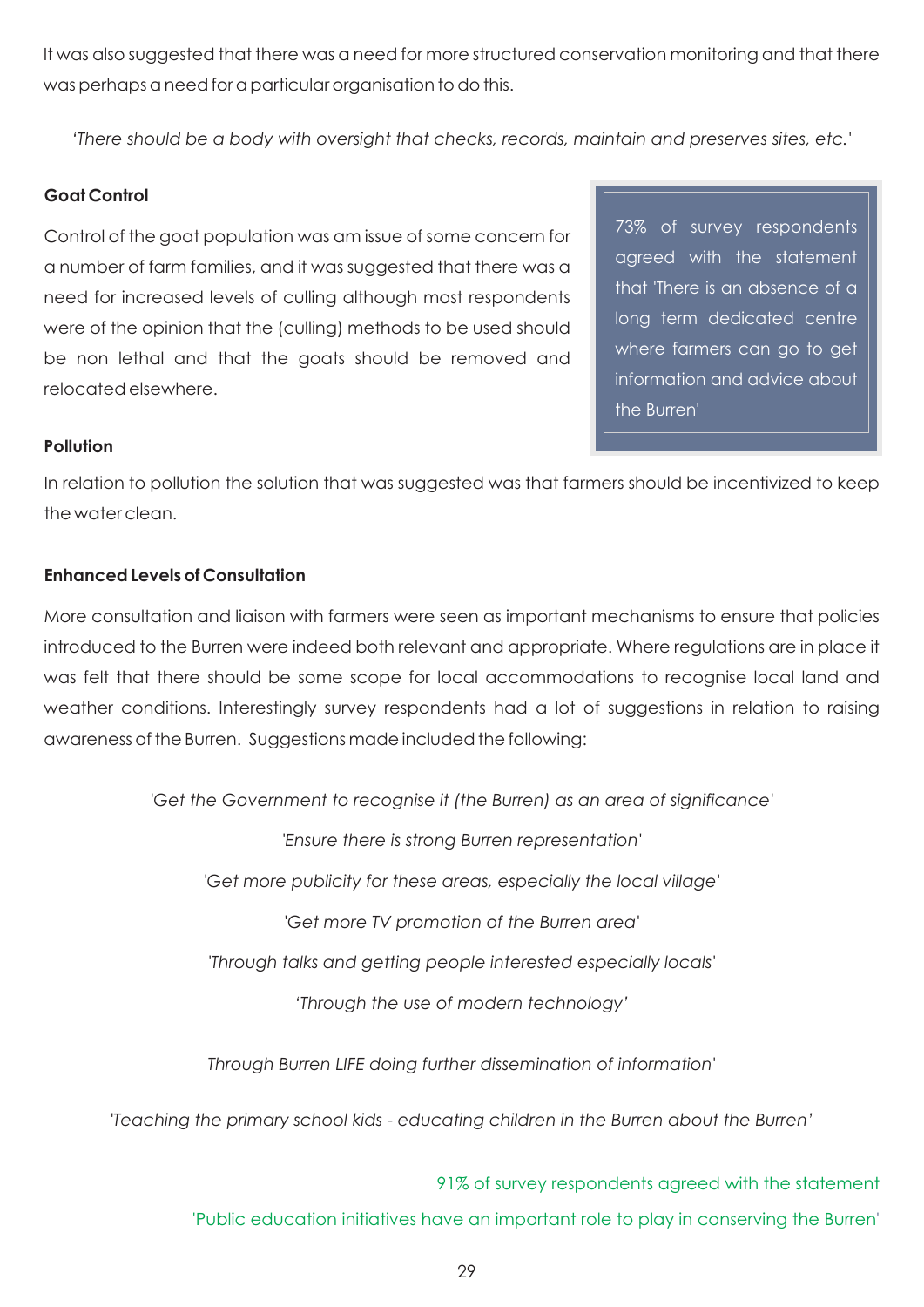It was also suggested that there was a need for more structured conservation monitoring and that there was perhaps a need for a particular organisation to do this.

*'There should be a body with oversight that checks, records, maintain and preserves sites, etc.'*

**Goat Control**

Control of the goat population was am issue of some concern for a number of farm families, and it was suggested that there was a need for increased levels of culling although most respondents were of the opinion that the (culling) methods to be used should be non lethal and that the goats should be removed and relocated elsewhere.

> 73% of survey respondents agreed with the statement that 'There is an absence of a long term dedicated centre where farmers can go to get information and advice about the Burren'

**Pollution**

In relation to pollution the solution that was suggested was that farmers should be incentivized to keep the water clean.

**Enhanced Levels of Consultation**

More consultation and liaison with farmers were seen as important mechanisms to ensure that policies introduced to the Burren were indeed both relevant and appropriate. Where regulations are in place it was felt that there should be some scope for local accommodations to recognise local land and weather conditions. Interestingly survey respondents had a lot of suggestions in relation to raising awareness of the Burren. Suggestions made included the following:

*'Get the Government to recognise it (the Burren) as an area of significance'*

*'Ensure there is strong Burren representation'*

*'Get more publicity for these areas, especially the local village'*

*'Get more TV promotion of the Burren area'*

*'Through talks and getting people interested especially locals'*

*'Through the use of modern technology'*

*Through Burren LIFE doing further dissemination of information'*

*'Teaching the primary school kids - educating children in the Burren about the Burren'*

91% of survey respondents agreed with the statement 'Public education initiatives have an important role to play in conserving the Burren'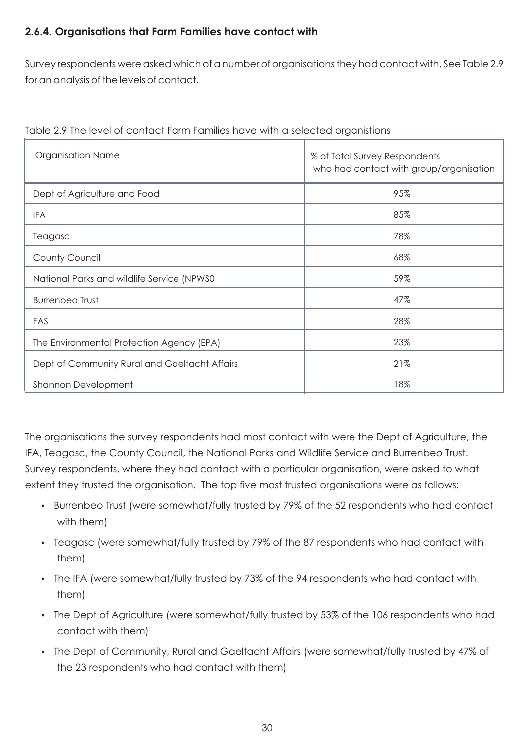### 2.6.4. Organisations that Farm Families have contact with

Survey respondents were asked which of a number of organisations they had contact with. See Table 2.9 for an analysis of the levels of contact.

Table 2.9 The level of contact Farm Families have with a selected organistions

| Organisation Name | % of Total Survey Respondents who had contact with group/organisation |
|---|---|
| Dept of Agriculture and Food | 95% |
| IFA | 85% |
| Teagasc | 78% |
| County Council | 68% |
| National Parks and wildlife Service (NPWS0 | 59% |
| Burrenbeo Trust | 47% |
| FAS | 28% |
| The Environmental Protection Agency (EPA) | 23% |
| Dept of Community Rural and Gaeltacht Affairs | 21% |
| Shannon Development | 18% |

The organisations the survey respondents had most contact with were the Dept of Agriculture, the IFA, Teagasc, the County Council, the National Parks and Wildlife Service and Burrenbeo Trust. Survey respondents, where they had contact with a particular organisation, were asked to what extent they trusted the organisation. The top five most trusted organisations were as follows:

- Burrenbeo Trust (were somewhat/fully trusted by 79% of the 52 respondents who had contact with them)
- Teagasc (were somewhat/fully trusted by 79% of the 87 respondents who had contact with them)
- The IFA (were somewhat/fully trusted by 73% of the 94 respondents who had contact with them)
- The Dept of Agriculture (were somewhat/fully trusted by 53% of the 106 respondents who had contact with them)
- The Dept of Community, Rural and Gaeltacht Affairs (were somewhat/fully trusted by 47% of the 23 respondents who had contact with them)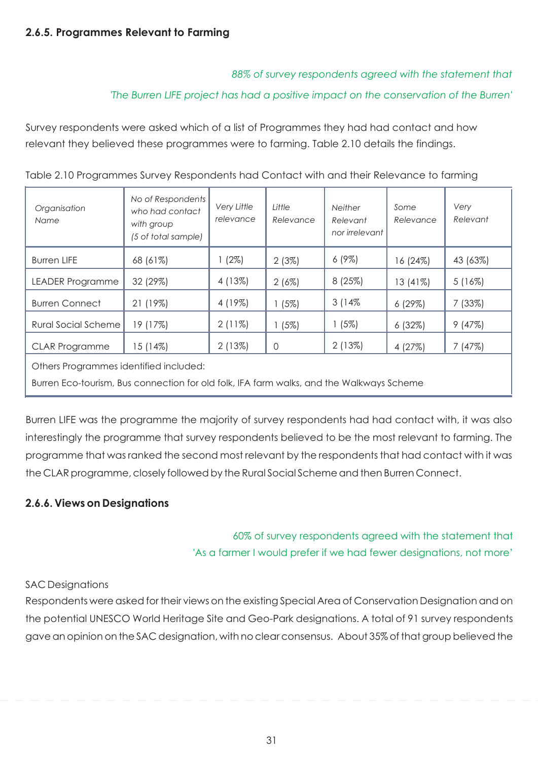### 2.6.5. Programmes Relevant to Farming

*88% of survey respondents agreed with the statement that*

*'The Burren LIFE project has had a positive impact on the conservation of the Burren'*

Survey respondents were asked which of a list of Programmes they had had contact and how relevant they believed these programmes were to farming. Table 2.10 details the findings.

Table 2.10 Programmes Survey Respondents had Contact with and their Relevance to farming

| *Organisation Name* | *No of Respondents who had contact with group (5 of total sample)* | *Very Little relevance* | *Little Relevance* | *Neither Relevant nor irrelevant* | *Some Relevance* | *Very Relevant* |
|---|---|---|---|---|---|---|
| Burren LIFE | 68 (61%) | 1 (2%) | 2 (3%) | 6 (9%) | 16 (24%) | 43 (63%) |
| LEADER Programme | 32 (29%) | 4 (13%) | 2 (6%) | 8 (25%) | 13 (41%) | 5 (16%) |
| Burren Connect | 21 (19%) | 4 (19%) | 1 (5%) | 3 (14% | 6 (29%) | 7 (33%) |
| Rural Social Scheme | 19 (17%) | 2 (11%) | 1 (5%) | 1 (5%) | 6 (32%) | 9 (47%) |
| CLAR Programme | 15 (14%) | 2 (13%) | 0 | 2 (13%) | 4 (27%) | 7 (47%) |
| Others Programmes identified included: Burren Eco-tourism, Bus connection for old folk, IFA farm walks, and the Walkways Scheme | | | | | | |

Burren LIFE was the programme the majority of survey respondents had had contact with, it was also interestingly the programme that survey respondents believed to be the most relevant to farming. The programme that was ranked the second most relevant by the respondents that had contact with it was the CLAR programme, closely followed by the Rural Social Scheme and then Burren Connect.

### 2.6.6. Views on Designations

60% of survey respondents agreed with the statement that 'As a farmer I would prefer if we had fewer designations, not more'

SAC Designations

Respondents were asked for their views on the existing Special Area of Conservation Designation and on the potential UNESCO World Heritage Site and Geo-Park designations. A total of 91 survey respondents gave an opinion on the SAC designation, with no clear consensus. About 35% of that group believed the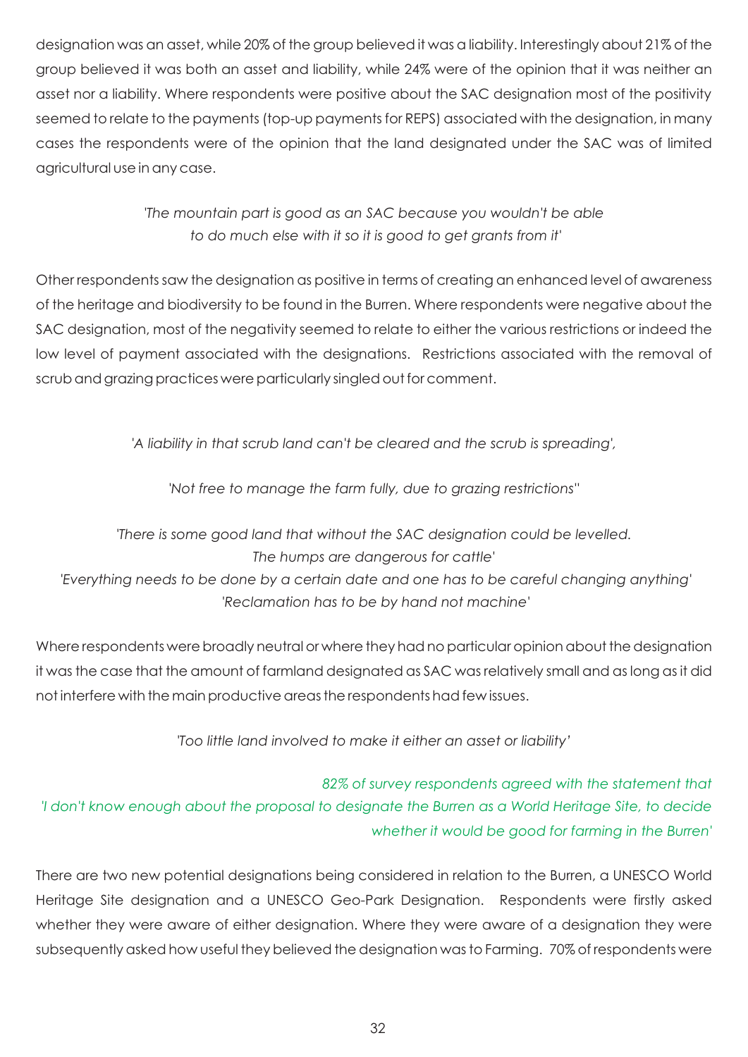designation was an asset, while 20% of the group believed it was a liability. Interestingly about 21% of the group believed it was both an asset and liability, while 24% were of the opinion that it was neither an asset nor a liability. Where respondents were positive about the SAC designation most of the positivity seemed to relate to the payments (top-up payments for REPS) associated with the designation, in many cases the respondents were of the opinion that the land designated under the SAC was of limited agricultural use in any case.

*'The mountain part is good as an SAC because you wouldn't be able to do much else with it so it is good to get grants from it'*

Other respondents saw the designation as positive in terms of creating an enhanced level of awareness of the heritage and biodiversity to be found in the Burren. Where respondents were negative about the SAC designation, most of the negativity seemed to relate to either the various restrictions or indeed the low level of payment associated with the designations. Restrictions associated with the removal of scrub and grazing practices were particularly singled out for comment.

*'A liability in that scrub land can't be cleared and the scrub is spreading',*

*'Not free to manage the farm fully, due to grazing restrictions''*

*'There is some good land that without the SAC designation could be levelled. The humps are dangerous for cattle'*

*'Everything needs to be done by a certain date and one has to be careful changing anything'*

*'Reclamation has to be by hand not machine'*

Where respondents were broadly neutral or where they had no particular opinion about the designation it was the case that the amount of farmland designated as SAC was relatively small and as long as it did not interfere with the main productive areas the respondents had few issues.

*'Too little land involved to make it either an asset or liability'*

*82% of survey respondents agreed with the statement that 'I don't know enough about the proposal to designate the Burren as a World Heritage Site, to decide whether it would be good for farming in the Burren'*

There are two new potential designations being considered in relation to the Burren, a UNESCO World Heritage Site designation and a UNESCO Geo-Park Designation. Respondents were firstly asked whether they were aware of either designation. Where they were aware of a designation they were subsequently asked how useful they believed the designation was to Farming. 70% of respondents were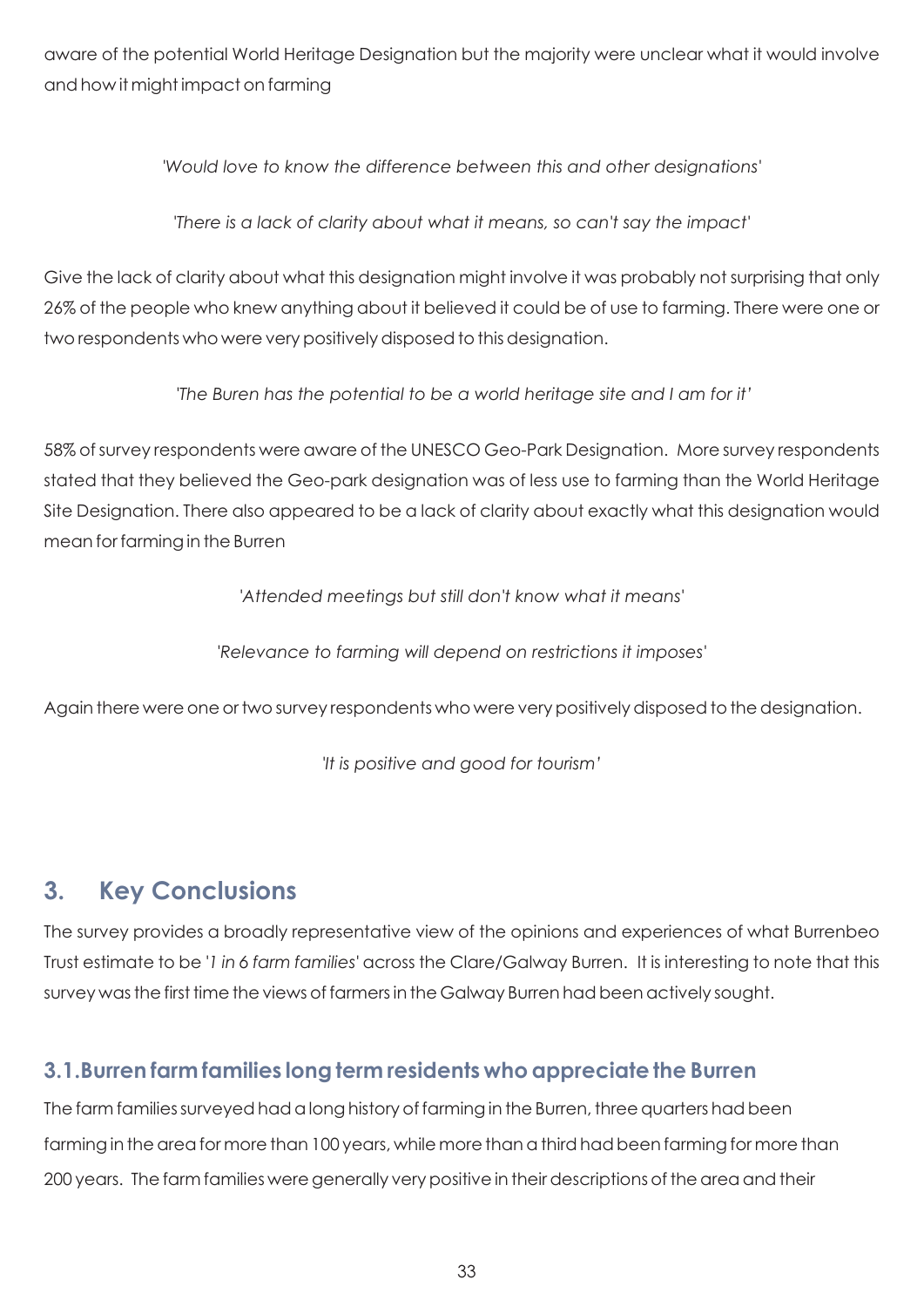aware of the potential World Heritage Designation but the majority were unclear what it would involve and how it might impact on farming

*'Would love to know the difference between this and other designations'*

*'There is a lack of clarity about what it means, so can't say the impact'*

Give the lack of clarity about what this designation might involve it was probably not surprising that only 26% of the people who knew anything about it believed it could be of use to farming. There were one or two respondents who were very positively disposed to this designation.

*'The Buren has the potential to be a world heritage site and I am for it'*

58% of survey respondents were aware of the UNESCO Geo-Park Designation. More survey respondents stated that they believed the Geo-park designation was of less use to farming than the World Heritage Site Designation. There also appeared to be a lack of clarity about exactly what this designation would mean for farming in the Burren

*'Attended meetings but still don't know what it means'*

*'Relevance to farming will depend on restrictions it imposes'*

Again there were one or two survey respondents who were very positively disposed to the designation.

*'It is positive and good for tourism'*

## 3. Key Conclusions

The survey provides a broadly representative view of the opinions and experiences of what Burrenbeo Trust estimate to be '*1 in 6 farm families*' across the Clare/Galway Burren. It is interesting to note that this survey was the first time the views of farmers in the Galway Burren had been actively sought.

### 3.1. Burren farm families long term residents who appreciate the Burren

The farm families surveyed had a long history of farming in the Burren, three quarters had been farming in the area for more than 100 years, while more than a third had been farming for more than 200 years. The farm families were generally very positive in their descriptions of the area and their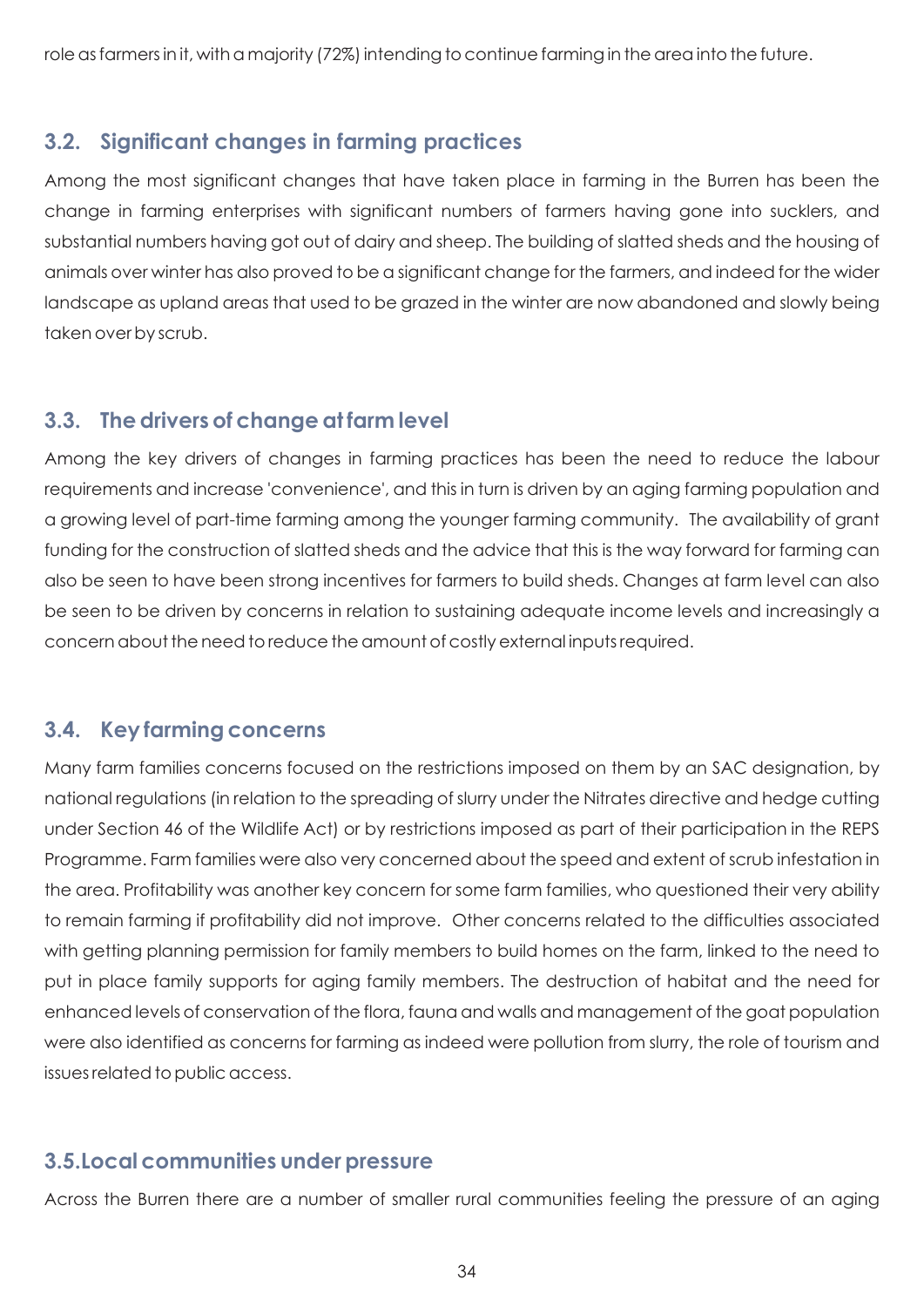role as farmers in it, with a majority (72%) intending to continue farming in the area into the future.

## 3.2. Significant changes in farming practices

Among the most significant changes that have taken place in farming in the Burren has been the change in farming enterprises with significant numbers of farmers having gone into sucklers, and substantial numbers having got out of dairy and sheep. The building of slatted sheds and the housing of animals over winter has also proved to be a significant change for the farmers, and indeed for the wider landscape as upland areas that used to be grazed in the winter are now abandoned and slowly being taken over by scrub.

## 3.3. The drivers of change at farm level

Among the key drivers of changes in farming practices has been the need to reduce the labour requirements and increase 'convenience', and this in turn is driven by an aging farming population and a growing level of part-time farming among the younger farming community. The availability of grant funding for the construction of slatted sheds and the advice that this is the way forward for farming can also be seen to have been strong incentives for farmers to build sheds. Changes at farm level can also be seen to be driven by concerns in relation to sustaining adequate income levels and increasingly a concern about the need to reduce the amount of costly external inputs required.

## 3.4. Key farming concerns

Many farm families concerns focused on the restrictions imposed on them by an SAC designation, by national regulations (in relation to the spreading of slurry under the Nitrates directive and hedge cutting under Section 46 of the Wildlife Act) or by restrictions imposed as part of their participation in the REPS Programme. Farm families were also very concerned about the speed and extent of scrub infestation in the area. Profitability was another key concern for some farm families, who questioned their very ability to remain farming if profitability did not improve. Other concerns related to the difficulties associated with getting planning permission for family members to build homes on the farm, linked to the need to put in place family supports for aging family members. The destruction of habitat and the need for enhanced levels of conservation of the flora, fauna and walls and management of the goat population were also identified as concerns for farming as indeed were pollution from slurry, the role of tourism and issues related to public access.

## 3.5. Local communities under pressure

Across the Burren there are a number of smaller rural communities feeling the pressure of an aging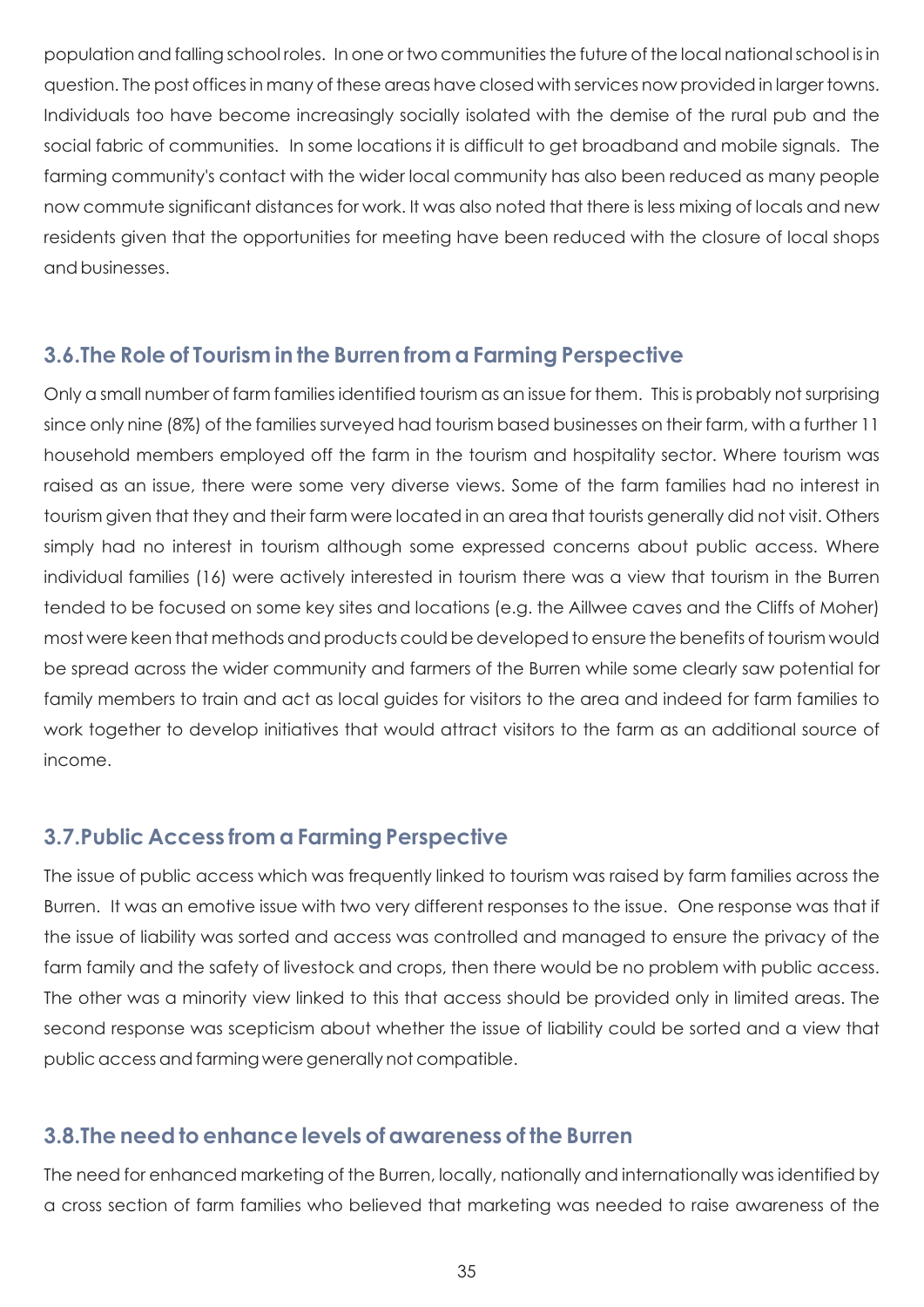population and falling school roles. In one or two communities the future of the local national school is in question. The post offices in many of these areas have closed with services now provided in larger towns. Individuals too have become increasingly socially isolated with the demise of the rural pub and the social fabric of communities. In some locations it is difficult to get broadband and mobile signals. The farming community's contact with the wider local community has also been reduced as many people now commute significant distances for work. It was also noted that there is less mixing of locals and new residents given that the opportunities for meeting have been reduced with the closure of local shops and businesses.

## 3.6.The Role of Tourism in the Burren from a Farming Perspective

Only a small number of farm families identified tourism as an issue for them. This is probably not surprising since only nine (8%) of the families surveyed had tourism based businesses on their farm, with a further 11 household members employed off the farm in the tourism and hospitality sector. Where tourism was raised as an issue, there were some very diverse views. Some of the farm families had no interest in tourism given that they and their farm were located in an area that tourists generally did not visit. Others simply had no interest in tourism although some expressed concerns about public access. Where individual families (16) were actively interested in tourism there was a view that tourism in the Burren tended to be focused on some key sites and locations (e.g. the Aillwee caves and the Cliffs of Moher) most were keen that methods and products could be developed to ensure the benefits of tourism would be spread across the wider community and farmers of the Burren while some clearly saw potential for family members to train and act as local guides for visitors to the area and indeed for farm families to work together to develop initiatives that would attract visitors to the farm as an additional source of income.

## 3.7.Public Access from a Farming Perspective

The issue of public access which was frequently linked to tourism was raised by farm families across the Burren. It was an emotive issue with two very different responses to the issue. One response was that if the issue of liability was sorted and access was controlled and managed to ensure the privacy of the farm family and the safety of livestock and crops, then there would be no problem with public access. The other was a minority view linked to this that access should be provided only in limited areas. The second response was scepticism about whether the issue of liability could be sorted and a view that public access and farming were generally not compatible.

## 3.8.The need to enhance levels of awareness of the Burren

The need for enhanced marketing of the Burren, locally, nationally and internationally was identified by a cross section of farm families who believed that marketing was needed to raise awareness of the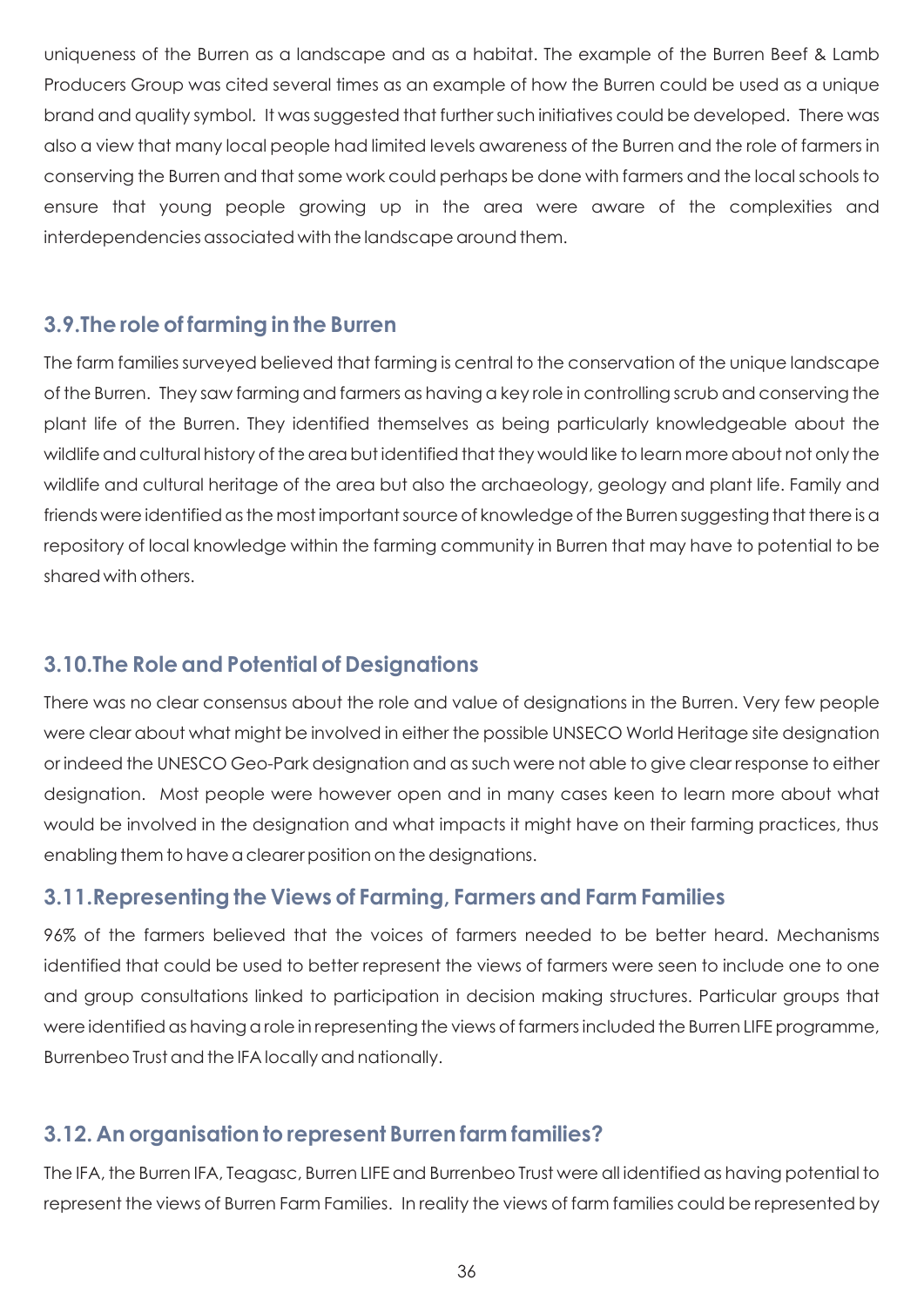uniqueness of the Burren as a landscape and as a habitat. The example of the Burren Beef & Lamb Producers Group was cited several times as an example of how the Burren could be used as a unique brand and quality symbol. It was suggested that further such initiatives could be developed. There was also a view that many local people had limited levels awareness of the Burren and the role of farmers in conserving the Burren and that some work could perhaps be done with farmers and the local schools to ensure that young people growing up in the area were aware of the complexities and interdependencies associated with the landscape around them.

## 3.9.The role of farming in the Burren

The farm families surveyed believed that farming is central to the conservation of the unique landscape of the Burren. They saw farming and farmers as having a key role in controlling scrub and conserving the plant life of the Burren. They identified themselves as being particularly knowledgeable about the wildlife and cultural history of the area but identified that they would like to learn more about not only the wildlife and cultural heritage of the area but also the archaeology, geology and plant life. Family and friends were identified as the most important source of knowledge of the Burren suggesting that there is a repository of local knowledge within the farming community in Burren that may have to potential to be shared with others.

## 3.10.The Role and Potential of Designations

There was no clear consensus about the role and value of designations in the Burren. Very few people were clear about what might be involved in either the possible UNSECO World Heritage site designation or indeed the UNESCO Geo-Park designation and as such were not able to give clear response to either designation. Most people were however open and in many cases keen to learn more about what would be involved in the designation and what impacts it might have on their farming practices, thus enabling them to have a clearer position on the designations.

## 3.11.Representing the Views of Farming, Farmers and Farm Families

96% of the farmers believed that the voices of farmers needed to be better heard. Mechanisms identified that could be used to better represent the views of farmers were seen to include one to one and group consultations linked to participation in decision making structures. Particular groups that were identified as having a role in representing the views of farmers included the Burren LIFE programme, Burrenbeo Trust and the IFA locally and nationally.

## 3.12. An organisation to represent Burren farm families?

The IFA, the Burren IFA, Teagasc, Burren LIFE and Burrenbeo Trust were all identified as having potential to represent the views of Burren Farm Families. In reality the views of farm families could be represented by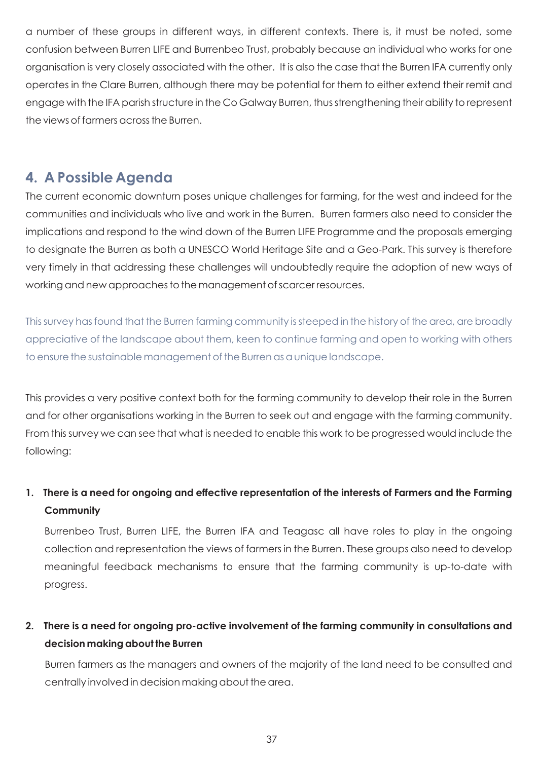a number of these groups in different ways, in different contexts. There is, it must be noted, some confusion between Burren LIFE and Burrenbeo Trust, probably because an individual who works for one organisation is very closely associated with the other. It is also the case that the Burren IFA currently only operates in the Clare Burren, although there may be potential for them to either extend their remit and engage with the IFA parish structure in the Co Galway Burren, thus strengthening their ability to represent the views of farmers across the Burren.

## 4. A Possible Agenda

The current economic downturn poses unique challenges for farming, for the west and indeed for the communities and individuals who live and work in the Burren. Burren farmers also need to consider the implications and respond to the wind down of the Burren LIFE Programme and the proposals emerging to designate the Burren as both a UNESCO World Heritage Site and a Geo-Park. This survey is therefore very timely in that addressing these challenges will undoubtedly require the adoption of new ways of working and new approaches to the management of scarcer resources.

This survey has found that the Burren farming community is steeped in the history of the area, are broadly appreciative of the landscape about them, keen to continue farming and open to working with others to ensure the sustainable management of the Burren as a unique landscape.

This provides a very positive context both for the farming community to develop their role in the Burren and for other organisations working in the Burren to seek out and engage with the farming community. From this survey we can see that what is needed to enable this work to be progressed would include the following:

1. **There is a need for ongoing and effective representation of the interests of Farmers and the Farming Community**

   Burrenbeo Trust, Burren LIFE, the Burren IFA and Teagasc all have roles to play in the ongoing collection and representation the views of farmers in the Burren. These groups also need to develop meaningful feedback mechanisms to ensure that the farming community is up-to-date with progress.

2. **There is a need for ongoing pro-active involvement of the farming community in consultations and decision making about the Burren**

   Burren farmers as the managers and owners of the majority of the land need to be consulted and centrally involved in decision making about the area.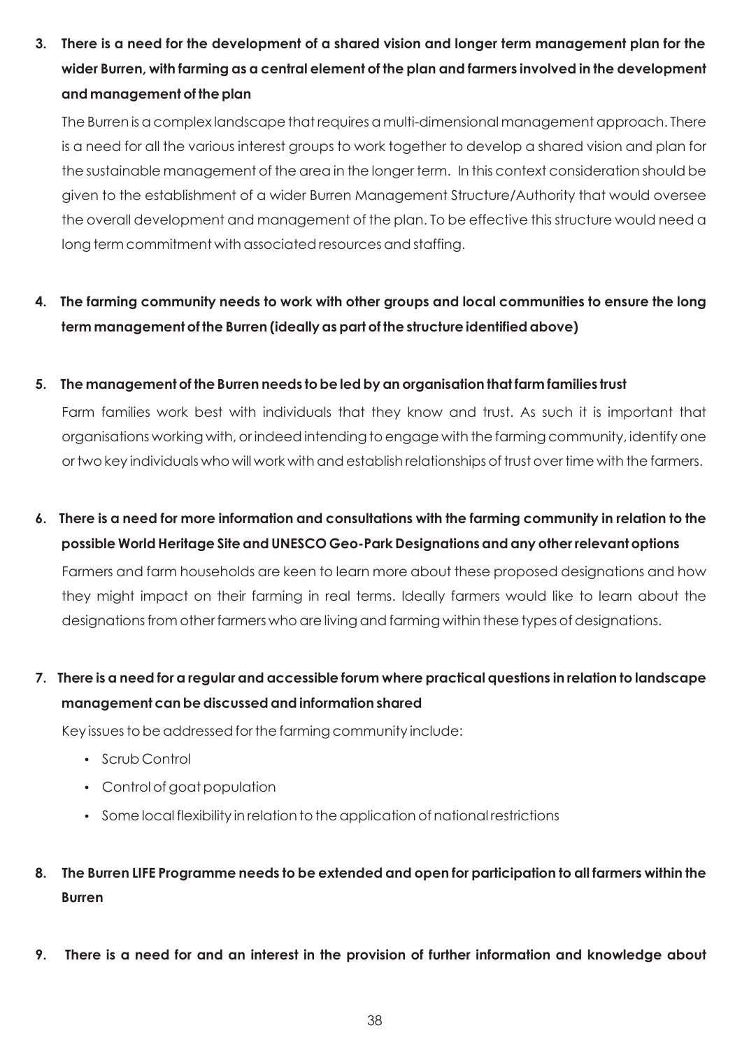**3. There is a need for the development of a shared vision and longer term management plan for the wider Burren, with farming as a central element of the plan and farmers involved in the development and management of the plan**

The Burren is a complex landscape that requires a multi-dimensional management approach. There is a need for all the various interest groups to work together to develop a shared vision and plan for the sustainable management of the area in the longer term. In this context consideration should be given to the establishment of a wider Burren Management Structure/Authority that would oversee the overall development and management of the plan. To be effective this structure would need a long term commitment with associated resources and staffing.

**4. The farming community needs to work with other groups and local communities to ensure the long term management of the Burren (ideally as part of the structure identified above)**

**5. The management of the Burren needs to be led by an organisation that farm families trust**

Farm families work best with individuals that they know and trust. As such it is important that organisations working with, or indeed intending to engage with the farming community, identify one or two key individuals who will work with and establish relationships of trust over time with the farmers.

**6. There is a need for more information and consultations with the farming community in relation to the possible World Heritage Site and UNESCO Geo-Park Designations and any other relevant options**

Farmers and farm households are keen to learn more about these proposed designations and how they might impact on their farming in real terms. Ideally farmers would like to learn about the designations from other farmers who are living and farming within these types of designations.

**7. There is a need for a regular and accessible forum where practical questions in relation to landscape management can be discussed and information shared**

Key issues to be addressed for the farming community include:

- Scrub Control
- Control of goat population
- Some local flexibility in relation to the application of national restrictions

**8. The Burren LIFE Programme needs to be extended and open for participation to all farmers within the Burren**

**9. There is a need for and an interest in the provision of further information and knowledge about**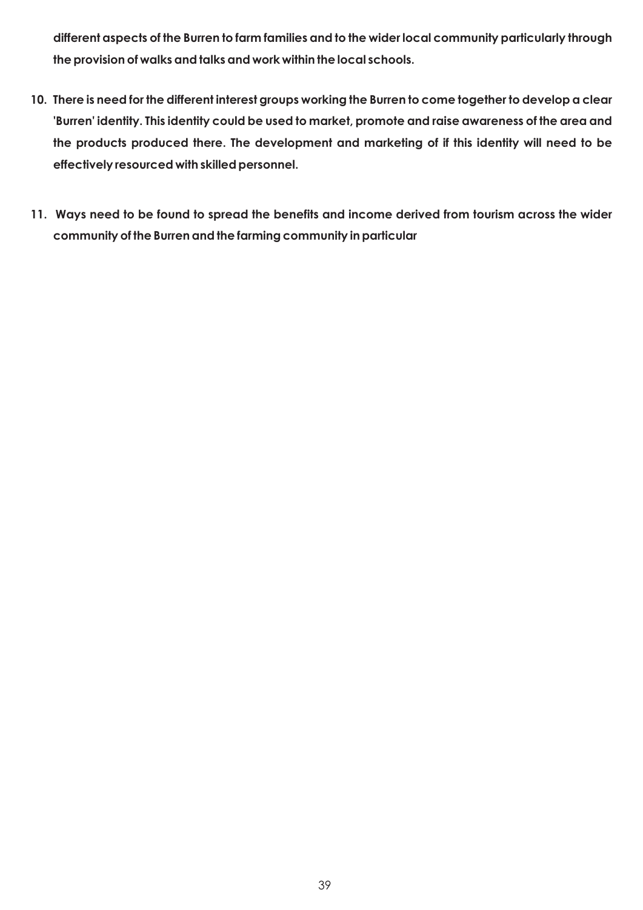**different aspects of the Burren to farm families and to the wider local community particularly through the provision of walks and talks and work within the local schools.**

10. **There is need for the different interest groups working the Burren to come together to develop a clear 'Burren' identity. This identity could be used to market, promote and raise awareness of the area and the products produced there. The development and marketing of if this identity will need to be effectively resourced with skilled personnel.**

11. **Ways need to be found to spread the benefits and income derived from tourism across the wider community of the Burren and the farming community in particular**